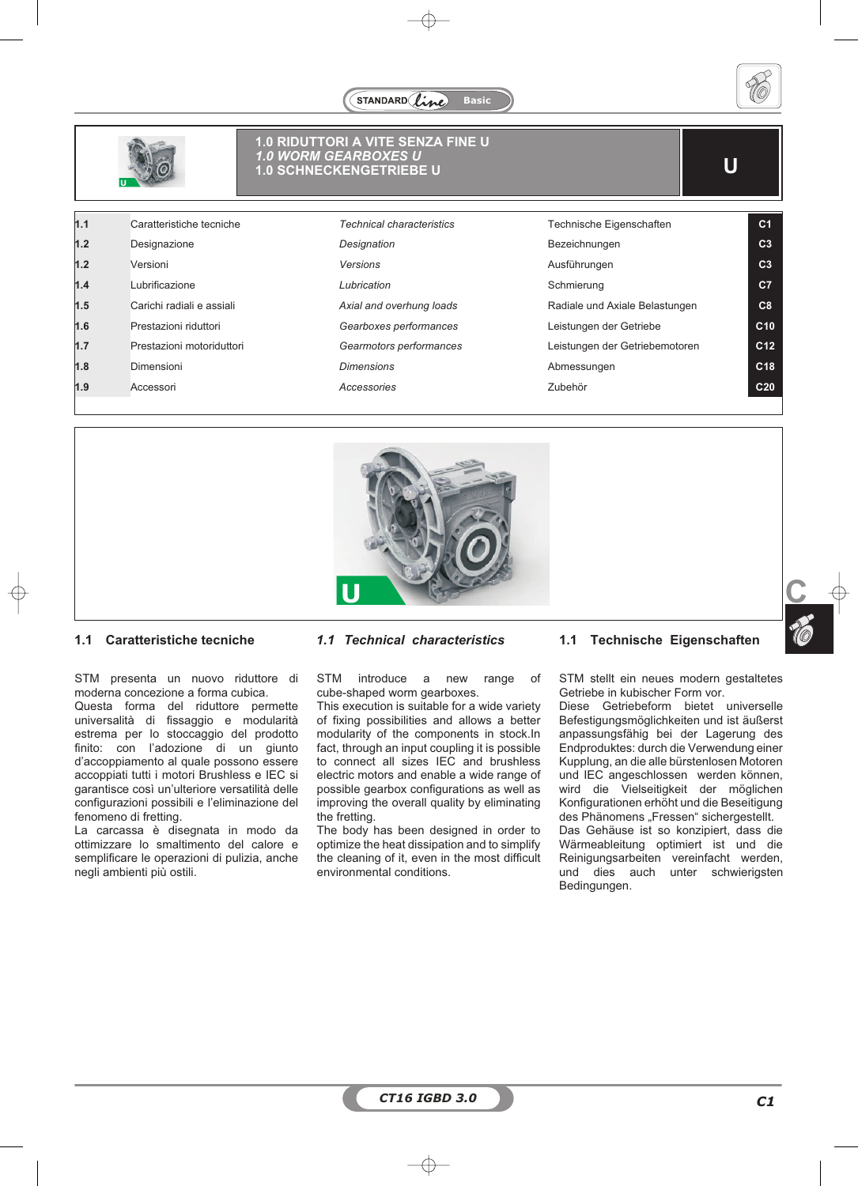# 1.0 RIDUTTORI A VITE SENZA FINE U
## *1.0 WORM GEARBOXES U*
## 1.0 SCHNECKENGETRIEBE U

U

| | | | | |
|---|---|---|---|---|
| 1.1 | Caratteristiche tecniche | *Technical characteristics* | Technische Eigenschaften | C1 |
| 1.2 | Designazione | *Designation* | Bezeichnungen | C3 |
| 1.2 | Versioni | *Versions* | Ausführungen | C3 |
| 1.4 | Lubrificazione | *Lubrication* | Schmierung | C7 |
| 1.5 | Carichi radiali e assiali | *Axial and overhung loads* | Radiale und Axiale Belastungen | C8 |
| 1.6 | Prestazioni riduttori | *Gearboxes performances* | Leistungen der Getriebe | C10 |
| 1.7 | Prestazioni motoriduttori | *Gearmotors performances* | Leistungen der Getriebemotoren | C12 |
| 1.8 | Dimensioni | *Dimensions* | Abmessungen | C18 |
| 1.9 | Accessori | *Accessories* | Zubehör | C20 |

### 1.1 Caratteristiche tecniche

STM presenta un nuovo riduttore di moderna concezione a forma cubica.
Questa forma del riduttore permette universalità di fissaggio e modularità estrema per lo stoccaggio del prodotto finito: con l'adozione di un giunto d'accoppiamento al quale possono essere accoppiati tutti i motori Brushless e IEC si garantisce così un'ulteriore versatilità delle configurazioni possibili e l'eliminazione del fenomeno di fretting.
La carcassa è disegnata in modo da ottimizzare lo smaltimento del calore e semplificare le operazioni di pulizia, anche negli ambienti più ostili.

### *1.1 Technical characteristics*

STM introduce a new range of cube-shaped worm gearboxes.
This execution is suitable for a wide variety of fixing possibilities and allows a better modularity of the components in stock.In fact, through an input coupling it is possible to connect all sizes IEC and brushless electric motors and enable a wide range of possible gearbox configurations as well as improving the overall quality by eliminating the fretting.
The body has been designed in order to optimize the heat dissipation and to simplify the cleaning of it, even in the most difficult environmental conditions.

### 1.1 Technische Eigenschaften

STM stellt ein neues modern gestaltetes Getriebe in kubischer Form vor.
Diese Getriebeform bietet universelle Befestigungsmöglichkeiten und ist äußerst anpassungsfähig bei der Lagerung des Endproduktes: durch die Verwendung einer Kupplung, an die alle bürstenlosen Motoren und IEC angeschlossen werden können, wird die Vielseitigkeit der möglichen Konfigurationen erhöht und die Beseitigung des Phänomens „Fressen" sichergestellt.
Das Gehäuse ist so konzipiert, dass die Wärmeableitung optimiert ist und die Reinigungsarbeiten vereinfacht werden, und dies auch unter schwierigsten Bedingungen.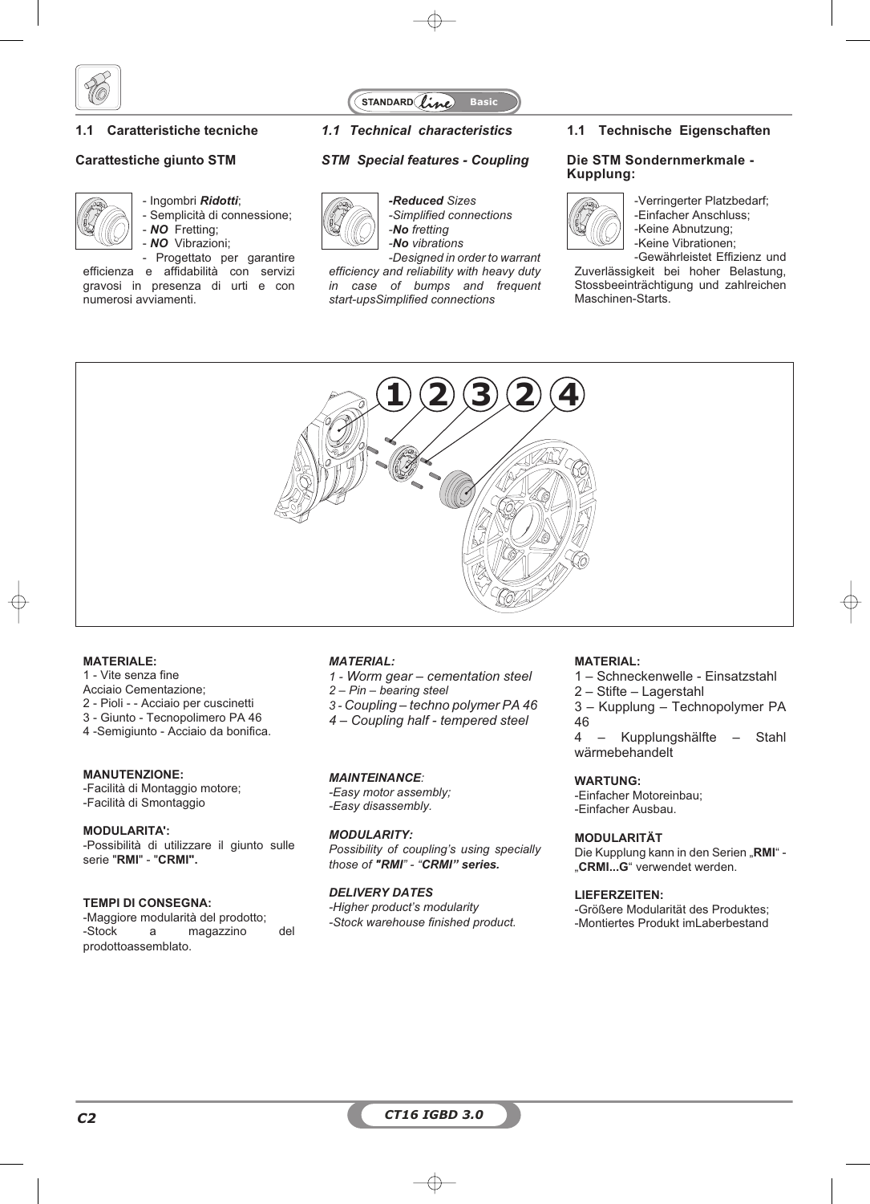## 1.1 Caratteristiche tecniche

### Carattestiche giunto STM

- Ingombri ***Ridotti***;
- Semplicità di connessione;
- ***NO*** Fretting;
- ***NO*** Vibrazioni;
- Progettato per garantire efficienza e affidabilità con servizi gravosi in presenza di urti e con numerosi avviamenti.

## *1.1 Technical characteristics*

### *STM Special features - Coupling*

*-**Reduced** Sizes*
*-Simplified connections*
*-**No** fretting*
*-**No** vibrations*
*-Designed in order to warrant efficiency and reliability with heavy duty in case of bumps and frequent start-upsSimplified connections*

## 1.1 Technische Eigenschaften

### Die STM Sondernmerkmale - Kupplung:

-Verringerter Platzbedarf;
-Einfacher Anschluss;
-Keine Abnutzung;
-Keine Vibrationen;
-Gewährleistet Effizienz und Zuverlässigkeit bei hoher Belastung, Stossbeeinträchtigung und zahlreichen Maschinen-Starts.

1 2 3 2 4

**MATERIALE:**
1 - Vite senza fine
Acciaio Cementazione;
2 - Pioli - - Acciaio per cuscinetti
3 - Giunto - Tecnopolimero PA 46
4 -Semigiunto - Acciaio da bonifica.

**MANUTENZIONE:**
-Facilità di Montaggio motore;
-Facilità di Smontaggio

**MODULARITA':**
-Possibilità di utilizzare il giunto sulle serie "**RMI**" - "**CRMI".**

**TEMPI DI CONSEGNA:**
-Maggiore modularità del prodotto;
-Stock a magazzino del prodottoassemblato.

***MATERIAL:***
*1 - Worm gear – cementation steel*
*2 – Pin – bearing steel*
*3 - Coupling – techno polymer PA 46*
*4 – Coupling half - tempered steel*

***MAINTEINANCE:***
*-Easy motor assembly;*
*-Easy disassembly.*

***MODULARITY:***
*Possibility of coupling's using specially those of **"RMI"** - **"CRMI" series.***

***DELIVERY DATES***
*-Higher product's modularity*
*-Stock warehouse finished product.*

**MATERIAL:**
1 – Schneckenwelle - Einsatzstahl
2 – Stifte – Lagerstahl
3 – Kupplung – Technopolymer PA 46
4 – Kupplungshälfte – Stahl wärmebehandelt

**WARTUNG:**
-Einfacher Motoreinbau;
-Einfacher Ausbau.

**MODULARITÄT**
Die Kupplung kann in den Serien „**RMI**" - „**CRMI...G**" verwendet werden.

**LIEFERZEITEN:**
-Größere Modularität des Produktes;
-Montiertes Produkt imLaberbestand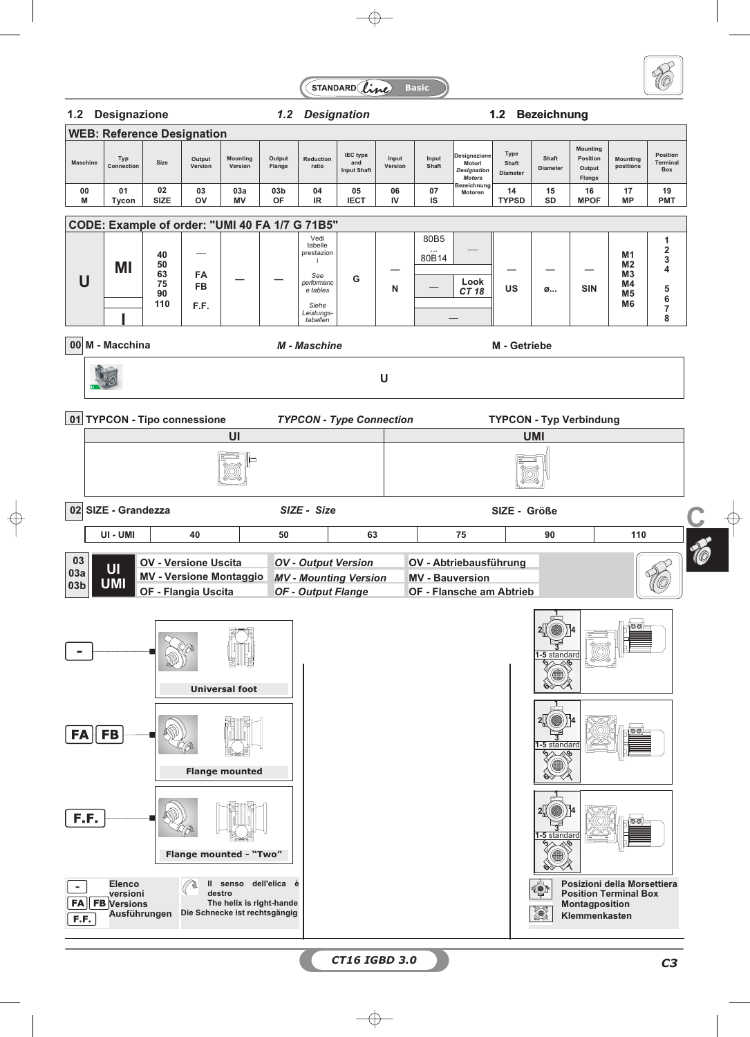## 1.2 Designazione | *1.2 Designation* | 1.2 Bezeichnung

### WEB: Reference Designation

| Maschine | Typ Connection | Size | Output Version | Mounting Version | Output Flange | Reduction ratio | IEC type and Input Shaft | Input Version | Input Shaft | Designazione Motori *Designation Motors* Bezeichnung Motoren | Type Shaft Diameter | Shaft Diameter | Mounting Position Output Flange | Mounting positions | Position Terminal Box |
|---|---|---|---|---|---|---|---|---|---|---|---|---|---|---|---|
| 00 M | 01 Tycon | 02 SIZE | 03 OV | 03a MV | 03b OF | 04 IR | 05 IECT | 06 IV | 07 IS | | 14 TYPSD | 15 SD | 16 MPOF | 17 MP | 19 PMT |

### CODE: Example of order: "UMI 40 FA 1/7 G 71B5"

| | | | | | | | | | | | | | | | |
|---|---|---|---|---|---|---|---|---|---|---|---|---|---|---|---|
| U | MI / I | 40 50 63 75 90 110 | — FA FB F.F. | — | — | Vedi tabelle prestazioni *See performance tables* Siehe Leistungs-tabellen | G | — N | 80B5 ... 80B14 / — / — | — / Look CT 18 | — US | — ø... | — SIN | M1 M2 M3 M4 M5 M6 | 1 2 3 4 5 6 7 8 |

**00** M - Macchina | *M - Maschine* | M - Getriebe

U

**01** TYPCON - Tipo connessione | *TYPCON - Type Connection* | TYPCON - Typ Verbindung

| UI | UMI |
|---|---|

**02** SIZE - Grandezza | *SIZE - Size* | SIZE - Größe

| UI - UMI | 40 | 50 | 63 | 75 | 90 | 110 |
|---|---|---|---|---|---|---|

**03 / 03a / 03b** — UI / UMI

- OV - Versione Uscita | *OV - Output Version* | OV - Abtriebausführung
- MV - Versione Montaggio | *MV - Mounting Version* | MV - Bauversion
- OF - Flangia Uscita | *OF - Output Flange* | OF - Flansche am Abtrieb

- **-** : Universal foot
- **FA / FB** : Flange mounted
- **F.F.** : Flange mounted - "Two"

1-5 standard

- / FA / FB / F.F. — Elenco versioni / *Versions* / Ausführungen

Il senso dell'elica è destro / *The helix is right-hande* / Die Schnecke ist rechtsgängig

Posizioni della Morsettiera / *Position Terminal Box* / Montagposition Klemmenkasten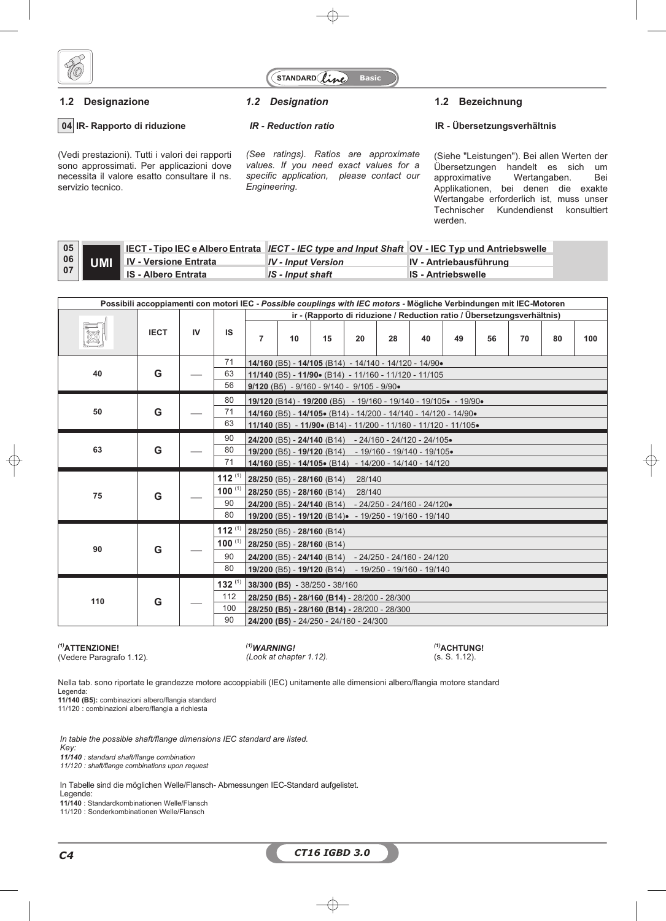## 1.2 Designazione

## *1.2 Designation*

## 1.2 Bezeichnung

**04 IR- Rapporto di riduzione**

(Vedi prestazioni). Tutti i valori dei rapporti sono approssimati. Per applicazioni dove necessita il valore esatto consultare il ns. servizio tecnico.

***IR - Reduction ratio***

*(See ratings). Ratios are approximate values. If you need exact values for a specific application, please contact our Engineering.*

**IR - Übersetzungsverhältnis**

(Siehe "Leistungen"). Bei allen Werten der Übersetzungen handelt es sich um approximative Wertangaben. Bei Applikationen, bei denen die exakte Wertangabe erforderlich ist, muss unser Technischer Kundendienst konsultiert werden.

| | | | | |
|---|---|---|---|---|
| 05 | UMI | **IECT - Tipo IEC e Albero Entrata** | ***IECT - IEC type and Input Shaft*** | **OV - IEC Typ und Antriebswelle** |
| 06 | | **IV - Versione Entrata** | ***IV - Input Version*** | **IV - Antriebausführung** |
| 07 | | **IS - Albero Entrata** | ***IS - Input shaft*** | **IS - Antriebswelle** |

**Possibili accoppiamenti con motori IEC** - *Possible couplings with IEC motors* - **Mögliche Verbindungen mit IEC-Motoren**

| | IECT | IV | IS | ir - (Rapporto di riduzione / Reduction ratio / Übersetzungsverhältnis) 7 · 10 · 15 · 20 · 28 · 40 · 49 · 56 · 70 · 80 · 100 |
|---|---|---|---|---|
| 40 | G | — | 71 | **14/160** (B5) - **14/105** (B14) - 14/140 - 14/120 - 14/90• |
| | | | 63 | **11/140** (B5) - **11/90•** (B14) - 11/160 - 11/120 - 11/105 |
| | | | 56 | **9/120** (B5) - 9/160 - 9/140 - 9/105 - 9/90• |
| 50 | G | — | 80 | **19/120** (B14) - **19/200** (B5) - 19/160 - 19/140 - 19/105• - 19/90• |
| | | | 71 | **14/160** (B5) - **14/105•** (B14) - 14/200 - 14/140 - 14/120 - 14/90• |
| | | | 63 | **11/140** (B5) - **11/90•** (B14) - 11/200 - 11/160 - 11/120 - 11/105• |
| 63 | G | — | 90 | **24/200** (B5) - **24/140** (B14) - 24/160 - 24/120 - 24/105• |
| | | | 80 | **19/200** (B5) - **19/120** (B14) - 19/160 - 19/140 - 19/105• |
| | | | 71 | **14/160** (B5) - **14/105•** (B14) - 14/200 - 14/140 - 14/120 |
| 75 | G | — | **112** (1) | **28/250** (B5) - **28/160** (B14) 28/140 |
| | | | **100** (1) | **28/250** (B5) - **28/160** (B14) 28/140 |
| | | | 90 | **24/200** (B5) - **24/140** (B14) - 24/250 - 24/160 - 24/120• |
| | | | 80 | **19/200** (B5) - **19/120** (B14)• - 19/250 - 19/160 - 19/140 |
| 90 | G | — | **112** (1) | **28/250** (B5) - **28/160** (B14) |
| | | | **100** (1) | **28/250** (B5) - **28/160** (B14) |
| | | | 90 | **24/200** (B5) - **24/140** (B14) - 24/250 - 24/160 - 24/120 |
| | | | 80 | **19/200** (B5) - **19/120** (B14) - 19/250 - 19/160 - 19/140 |
| 110 | G | — | **132** (1) | **38/300 (B5)** - 38/250 - 38/160 |
| | | | 112 | **28/250 (B5) - 28/160 (B14)** - 28/200 - 28/300 |
| | | | 100 | **28/250 (B5) - 28/160 (B14) -** 28/200 - 28/300 |
| | | | 90 | **24/200 (B5)** - 24/250 - 24/160 - 24/300 |

**(1)ATTENZIONE!**
(Vedere Paragrafo 1.12).

***(1)WARNING!***
*(Look at chapter 1.12).*

**(1)ACHTUNG!**
(s. S. 1.12).

Nella tab. sono riportate le grandezze motore accoppiabili (IEC) unitamente alle dimensioni albero/flangia motore standard
Legenda:
**11/140 (B5):** combinazioni albero/flangia standard
11/120 : combinazioni albero/flangia a richiesta

*In table the possible shaft/flange dimensions IEC standard are listed.*
*Key:*
***11/140** : standard shaft/flange combination*
*11/120 : shaft/flange combinations upon request*

In Tabelle sind die möglichen Welle/Flansch- Abmessungen IEC-Standard aufgelistet.
Legende:
**11/140** : Standardkombinationen Welle/Flansch
11/120 : Sonderkombinationen Welle/Flansch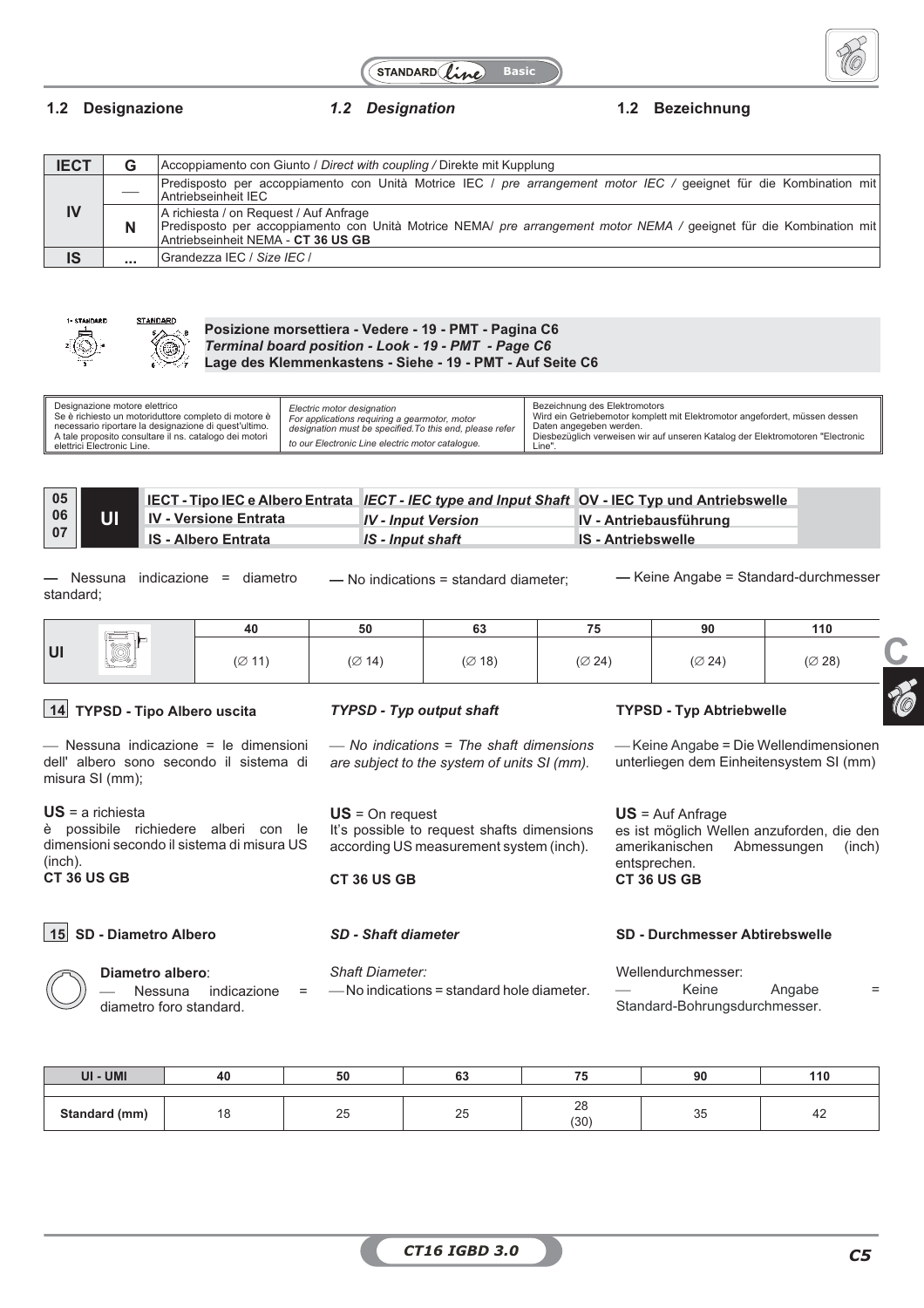## 1.2 Designazione

*1.2 Designation*

## 1.2 Bezeichnung

| IECT | G | Accoppiamento con Giunto / *Direct with coupling /* Direkte mit Kupplung |
|---|---|---|
| IV | — | Predisposto per accoppiamento con Unità Motrice IEC / *pre arrangement motor IEC /* geeignet für die Kombination mit Antriebseinheit IEC |
| | N | A richiesta / on Request / Auf Anfrage<br>Predisposto per accoppiamento con Unità Motrice NEMA/ *pre arrangement motor NEMA /* geeignet für die Kombination mit Antriebseinheit NEMA - **CT 36 US GB** |
| IS | ... | Grandezza IEC / *Size IEC* / |

**Posizione morsettiera - Vedere - 19 - PMT - Pagina C6**
***Terminal board position - Look - 19 - PMT - Page C6***
**Lage des Klemmenkastens - Siehe - 19 - PMT - Auf Seite C6**

| Designazione motore elettrico<br>Se è richiesto un motoriduttore completo di motore è necessario riportare la designazione di quest'ultimo. A tale proposito consultare il ns. catalogo dei motori elettrici Electronic Line. | *Electric motor designation*<br>*For applications requiring a gearmotor, motor designation must be specified.To this end, please refer to our Electronic Line electric motor catalogue.* | Bezeichnung des Elektromotors<br>Wird ein Getriebemotor komplett mit Elektromotor angefordert, müssen dessen Daten angegeben werden.<br>Diesbezüglich verweisen wir auf unseren Katalog der Elektromotoren "Electronic Line". |
|---|---|---|

| 05 06 07 | UI | IECT - Tipo IEC e Albero Entrata | *IECT - IEC type and Input Shaft* | OV - IEC Typ und Antriebswelle |
|---|---|---|---|---|
| | | IV - Versione Entrata | *IV - Input Version* | IV - Antriebausführung |
| | | IS - Albero Entrata | *IS - Input shaft* | IS - Antriebswelle |

**—** Nessuna indicazione = diametro standard;

**—** No indications = standard diameter;

**—** Keine Angabe = Standard-durchmesser

| UI | 40 | 50 | 63 | 75 | 90 | 110 |
|---|---|---|---|---|---|---|
| | (∅ 11) | (∅ 14) | (∅ 18) | (∅ 24) | (∅ 24) | (∅ 28) |

### 14 TYPSD - Tipo Albero uscita

— Nessuna indicazione = le dimensioni dell' albero sono secondo il sistema di misura SI (mm);

**US** = a richiesta
è possibile richiedere alberi con le dimensioni secondo il sistema di misura US (inch).
**CT 36 US GB**

### *TYPSD - Typ output shaft*

*— No indications = The shaft dimensions are subject to the system of units SI (mm).*

**US** = On request
It's possible to request shafts dimensions according US measurement system (inch).

**CT 36 US GB**

### TYPSD - Typ Abtriebwelle

— Keine Angabe = Die Wellendimensionen unterliegen dem Einheitensystem SI (mm)

**US** = Auf Anfrage
es ist möglich Wellen anzufordern, die den amerikanischen Abmessungen (inch) entsprechen.
**CT 36 US GB**

### 15 SD - Diametro Albero

**Diametro albero**:
— Nessuna indicazione = diametro foro standard.

### *SD - Shaft diameter*

*Shaft Diameter:*
— No indications = standard hole diameter.

### SD - Durchmesser Abtirebswelle

Wellendurchmesser:
— Keine Angabe = Standard-Bohrungsdurchmesser.

| UI - UMI | 40 | 50 | 63 | 75 | 90 | 110 |
|---|---|---|---|---|---|---|
| Standard (mm) | 18 | 25 | 25 | 28<br>(30) | 35 | 42 |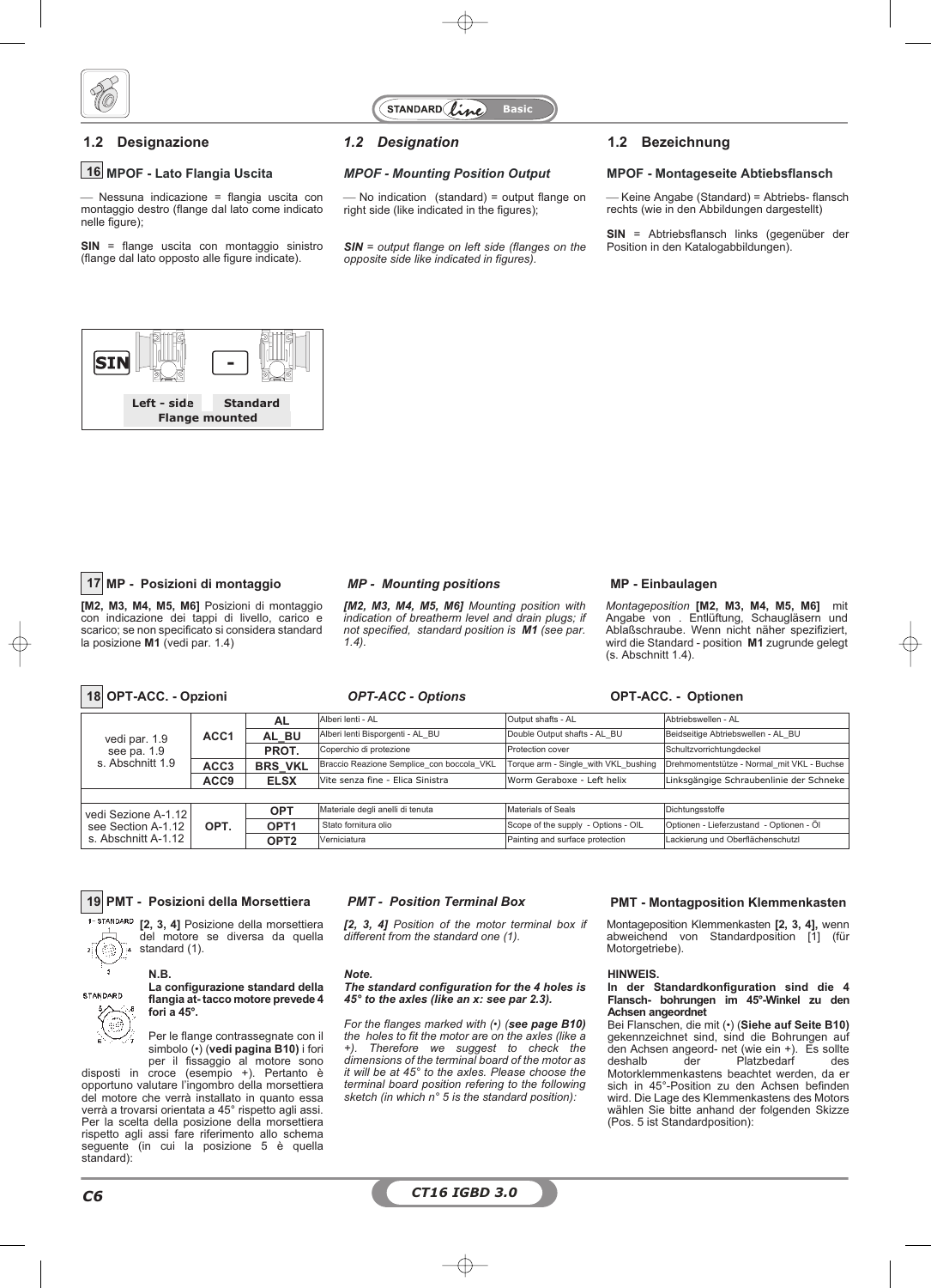## 1.2 Designazione

### 16 MPOF - Lato Flangia Uscita

— Nessuna indicazione = flangia uscita con montaggio destro (flange dal lato come indicato nelle figure);

**SIN** = flange uscita con montaggio sinistro (flange dal lato opposto alle figure indicate).

## *1.2 Designation*

### *MPOF - Mounting Position Output*

— No indication (standard) = output flange on right side (like indicated in the figures);

***SIN*** *= output flange on left side (flanges on the opposite side like indicated in figures).*

## 1.2 Bezeichnung

### MPOF - Montageseite Abtiebsflansch

— Keine Angabe (Standard) = Abtriebs- flansch rechts (wie in den Abbildungen dargestellt)

**SIN** = Abtriebsflansch links (gegenüber der Position in den Katalogabbildungen).

SIN | -

Left - side | Standard

Flange mounted

### 17 MP - Posizioni di montaggio

**[M2, M3, M4, M5, M6]** Posizioni di montaggio con indicazione dei tappi di livello, carico e scarico; se non specificato si considera standard la posizione **M1** (vedi par. 1.4)

### *MP - Mounting positions*

***[M2, M3, M4, M5, M6]*** *Mounting position with indication of breatherm level and drain plugs; if not specified, standard position is* ***M1*** *(see par. 1.4).*

### MP - Einbaulagen

*Montageposition* **[M2, M3, M4, M5, M6]** mit Angabe von . Entlüftung, Schaugläsern und Ablaßschraube. Wenn nicht näher spezifiziert, wird die Standard - position **M1** zugrunde gelegt (s. Abschnitt 1.4).

### 18 OPT-ACC. - Opzioni — *OPT-ACC - Options* — OPT-ACC. - Optionen

| | | | | | |
|---|---|---|---|---|---|
| vedi par. 1.9<br>see pa. 1.9<br>s. Abschnitt 1.9 | ACC1 | AL | Alberi lenti - AL | Output shafts - AL | Abtriebswellen - AL |
| | | AL_BU | Alberi lenti Bisporgenti - AL_BU | Double Output shafts - AL_BU | Beidseitige Abtriebswellen - AL_BU |
| | | PROT. | Coperchio di protezione | Protection cover | Schultzvorrichtungdeckel |
| | ACC3 | BRS_VKL | Braccio Reazione Semplice_con boccola_VKL | Torque arm - Single_with VKL_bushing | Drehmomentstütze - Normal_mit VKL - Buchse |
| | ACC9 | ELSX | Vite senza fine - Elica Sinistra | Worm Geraboxe - Left helix | Linksgängige Schraubenlinie der Schneke |
| | | | | | |
| vedi Sezione A-1.12<br>see Section A-1.12<br>s. Abschnitt A-1.12 | OPT. | OPT | Materiale degli anelli di tenuta | Materials of Seals | Dichtungsstoffe |
| | | OPT1 | Stato fornitura olio | Scope of the supply - Options - OIL | Optionen - Lieferzustand - Optionen - Öl |
| | | OPT2 | Verniciatura | Painting and surface protection | Lackierung und Oberflächenschutzl |

### 19 PMT - Posizioni della Morsettiera

**[2, 3, 4]** Posizione della morsettiera del motore se diversa da quella standard (1).

**N.B.**
**La configurazione standard della flangia at- tacco motore prevede 4 fori a 45°.**

Per le flange contrassegnate con il simbolo (•) (**vedi pagina B10**) i fori per il fissaggio al motore sono disposti in croce (esempio +). Pertanto è opportuno valutare l'ingombro della morsettiera del motore che verrà installato in quanto essa verrà a trovarsi orientata a 45° rispetto agli assi. Per la scelta della posizione della morsettiera rispetto agli assi fare riferimento allo schema seguente (in cui la posizione 5 è quella standard):

### *PMT - Position Terminal Box*

***[2, 3, 4]*** *Position of the motor terminal box if different from the standard one (1).*

***Note.***
***The standard configuration for the 4 holes is 45° to the axles (like an x: see par 2.3).***

*For the flanges marked with (•) (**see page B10**) the holes to fit the motor are on the axles (like a +). Therefore we suggest to check the dimensions of the terminal board of the motor as it will be at 45° to the axles. Please choose the terminal board position refering to the following sketch (in which n° 5 is the standard position):*

### PMT - Montagposition Klemmenkasten

Montageposition Klemmenkasten **[2, 3, 4],** wenn abweichend von Standardposition [1] (für Motorgetriebe).

**HINWEIS.**
**In der Standardkonfiguration sind die 4 Flansch- bohrungen im 45°-Winkel zu den Achsen angeordnet**
Bei Flanschen, die mit (•) (**Siehe auf Seite B10)** gekennzeichnet sind, sind die Bohrungen auf den Achsen angeord- net (wie ein +). Es sollte deshalb der Platzbedarf des Motorklemmenkastens beachtet werden, da er sich in 45°-Position zu den Achsen befinden wird. Die Lage des Klemmenkastens des Motors wählen Sie bitte anhand der folgenden Skizze (Pos. 5 ist Standardposition):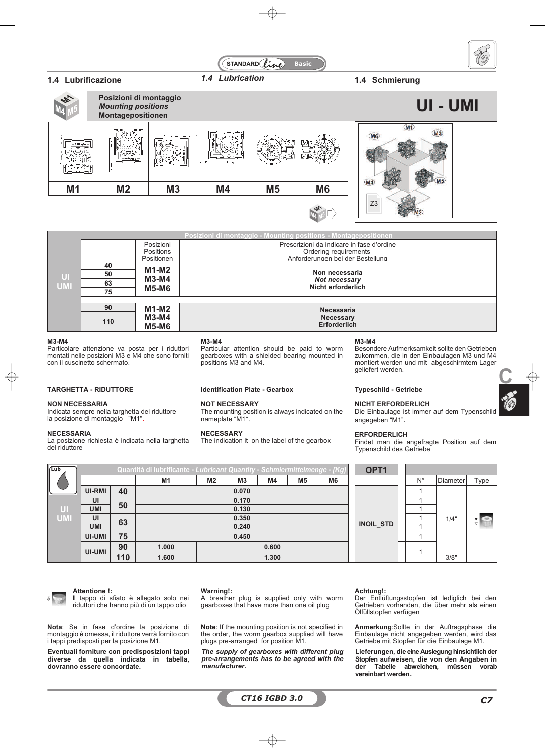## 1.4 Lubrificazione

## *1.4 Lubrication*

## 1.4 Schmierung

**Posizioni di montaggio**
***Mounting positions***
**Montagepositionen**

# UI - UMI

| M1 | M2 | M3 | M4 | M5 | M6 |
|---|---|---|---|---|---|

| | | Posizioni di montaggio - Mounting positions - Montagepositionen | |
|---|---|---|---|
| | | Posizioni / Positions / Positionen | Prescrizioni da indicare in fase d'ordine / Ordering requirements / Anforderungen bei der Bestellung |
| UI UMI | 40 | M1-M2 M3-M4 M5-M6 | **Non necessaria** / ***Not necessary*** / **Nicht erforderlich** |
| | 50 | | |
| | 63 | | |
| | 75 | | |
| | 90 | M1-M2 M3-M4 M5-M6 | **Necessaria** / **Necessary** / **Erforderlich** |
| | 110 | | |

**M3-M4**
Particolare attenzione va posta per i riduttori montati nelle posizioni M3 e M4 che sono forniti con il cuscinetto schermato.

**M3-M4**
Particular attention should be paid to worm gearboxes with a shielded bearing mounted in positions M3 and M4.

**M3-M4**
Besondere Aufmerksamkeit sollte den Getrieben zukommen, die in den Einbaulagen M3 und M4 montiert werden und mit abgeschirmtem Lager geliefert werden.

**TARGHETTA - RIDUTTORE**

**NON NECESSARIA**
Indicata sempre nella targhetta del riduttore la posizione di montaggio "M1".

**NECESSARIA**
La posizione richiesta è indicata nella targhetta del riduttore

**Identification Plate - Gearbox**

**NOT NECESSARY**
The mounting position is always indicated on the nameplate "M1".

**NECESSARY**
The indication it on the label of the gearbox

**Typeschild - Getriebe**

**NICHT ERFORDERLICH**
Die Einbaulage ist immer auf dem Typenschild angegeben "M1".

**ERFORDERLICH**
Findet man die angefragte Position auf dem Typenschild des Getriebe

| Lub | | | Quantità di lubrificante - *Lubricant Quantity* - Schmiermittelmenge - [Kg] | | | | | | OPT1 | N° | Diameter | Type |
|---|---|---|---|---|---|---|---|---|---|---|---|---|
| | | | M1 | M2 | M3 | M4 | M5 | M6 | | | | |
| UI UMI | UI-RMI | 40 | 0.070 | | | | | | INOIL_STD | 1 | 1/4" | |
| | UI | 50 | 0.170 | | | | | | | 1 | | |
| | UMI | | 0.130 | | | | | | | 1 | | |
| | UI | 63 | 0.350 | | | | | | | 1 | | |
| | UMI | | 0.240 | | | | | | | 1 | | |
| | UI-UMI | 75 | 0.450 | | | | | | | 1 | | |
| | UI-UMI | 90 | 1.000 | 0.600 | | | | | | 1 | | |
| | | 110 | 1.600 | 1.300 | | | | | | | 3/8" | |

**Attentione !:**
Il tappo di sfiato è allegato solo nei riduttori che hanno più di un tappo olio

**Warning!:**
A breather plug is supplied only with worm gearboxes that have more than one oil plug

**Achtung!:**
Der Entlüftungsstopfen ist lediglich bei den Getrieben vorhanden, die über mehr als einen Ölfüllstopfen verfügen

**Nota**: Se in fase d'ordine la posizione di montaggio è omessa, il riduttore verrà fornito con i tappi predisposti per la posizione M1.

**Eventuali forniture con predisposizioni tappi diverse da quella indicata in tabella, dovranno essere concordate.**

**Note**: If the mounting position is not specified in the order, the worm gearbox supplied will have plugs pre-arranged for position M1.

***The supply of gearboxes with different plug pre-arrangements has to be agreed with the manufacturer.***

**Anmerkung**:Sollte in der Auftragsphase die Einbaulage nicht angegeben werden, wird das Getriebe mit Stopfen für die Einbaulage M1.

**Lieferungen, die eine Auslegung hinsichtlich der Stopfen aufweisen, die von den Angaben in der Tabelle abweichen, müssen vorab vereinbart werden.**.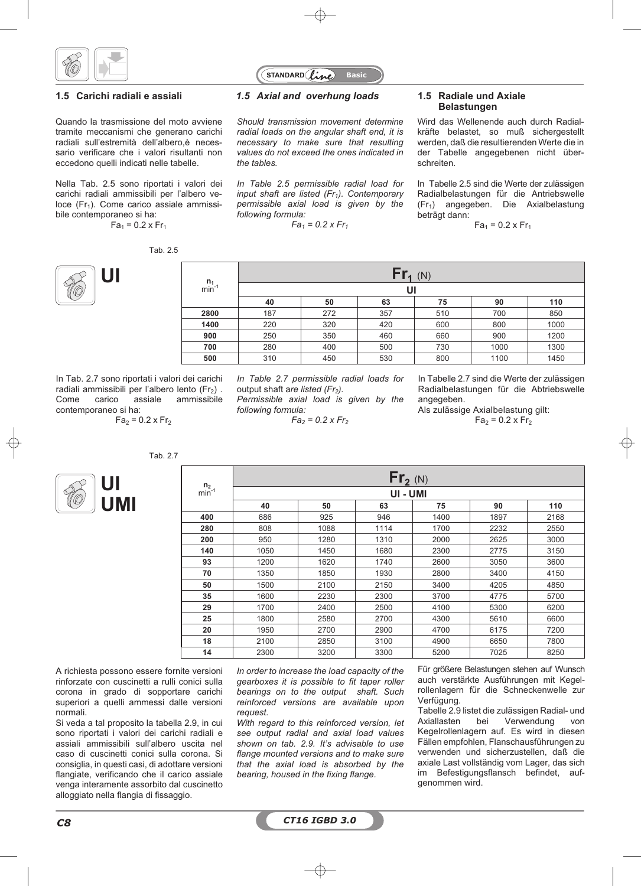### 1.5 Carichi radiali e assiali

Quando la trasmissione del moto avviene tramite meccanismi che generano carichi radiali sull'estremità dell'albero,è necessario verificare che i valori risultanti non eccedono quelli indicati nelle tabelle.

Nella Tab. 2.5 sono riportati i valori dei carichi radiali ammissibili per l'albero veloce ($Fr_1$). Come carico assiale ammissibile contemporaneo si ha:

$$Fa_1 = 0.2 \times Fr_1$$

### *1.5 Axial and overhung loads*

*Should transmission movement determine radial loads on the angular shaft end, it is necessary to make sure that resulting values do not exceed the ones indicated in the tables.*

*In Table 2.5 permissible radial load for input shaft are listed ($Fr_1$). Contemporary permissible axial load is given by the following formula:*

$$Fa_1 = 0.2 \times Fr_1$$

### 1.5 Radiale und Axiale Belastungen

Wird das Wellenende auch durch Radialkräfte belastet, so muß sichergestellt werden, daß die resultierenden Werte die in der Tabelle angegebenen nicht überschreiten.

In Tabelle 2.5 sind die Werte der zulässigen Radialbelastungen für die Antriebswelle ($Fr_1$) angegeben. Die Axialbelastung beträgt dann:

$$Fa_1 = 0.2 \times Fr_1$$

Tab. 2.5

**UI**

| $n_1$ $min^{-1}$ | $Fr_1$ (N) | | | | | |
|---|---|---|---|---|---|---|
| | UI | | | | | |
| | 40 | 50 | 63 | 75 | 90 | 110 |
| **2800** | 187 | 272 | 357 | 510 | 700 | 850 |
| **1400** | 220 | 320 | 420 | 600 | 800 | 1000 |
| **900** | 250 | 350 | 460 | 660 | 900 | 1200 |
| **700** | 280 | 400 | 500 | 730 | 1000 | 1300 |
| **500** | 310 | 450 | 530 | 800 | 1100 | 1450 |

In Tab. 2.7 sono riportati i valori dei carichi radiali ammissibili per l'albero lento ($Fr_2$). Come carico assiale ammissibile contemporaneo si ha:

$$Fa_2 = 0.2 \times Fr_2$$

*In Table 2.7 permissible radial loads for* output shaft a*re listed ($Fr_2$).*
*Permissible axial load is given by the following formula:*

$$Fa_2 = 0.2 \times Fr_2$$

In Tabelle 2.7 sind die Werte der zulässigen Radialbelastungen für die Abtriebswelle angegeben.
Als zulässige Axialbelastung gilt:

$$Fa_2 = 0.2 \times Fr_2$$

Tab. 2.7

**UI**
**UMI**

| $n_2$ $min^{-1}$ | $Fr_2$ (N) | | | | | |
|---|---|---|---|---|---|---|
| | UI - UMI | | | | | |
| | 40 | 50 | 63 | 75 | 90 | 110 |
| **400** | 686 | 925 | 946 | 1400 | 1897 | 2168 |
| **280** | 808 | 1088 | 1114 | 1700 | 2232 | 2550 |
| **200** | 950 | 1280 | 1310 | 2000 | 2625 | 3000 |
| **140** | 1050 | 1450 | 1680 | 2300 | 2775 | 3150 |
| **93** | 1200 | 1620 | 1740 | 2600 | 3050 | 3600 |
| **70** | 1350 | 1850 | 1930 | 2800 | 3400 | 4150 |
| **50** | 1500 | 2100 | 2150 | 3400 | 4205 | 4850 |
| **35** | 1600 | 2230 | 2300 | 3700 | 4775 | 5700 |
| **29** | 1700 | 2400 | 2500 | 4100 | 5300 | 6200 |
| **25** | 1800 | 2580 | 2700 | 4300 | 5610 | 6600 |
| **20** | 1950 | 2700 | 2900 | 4700 | 6175 | 7200 |
| **18** | 2100 | 2850 | 3100 | 4900 | 6650 | 7800 |
| **14** | 2300 | 3200 | 3300 | 5200 | 7025 | 8250 |

A richiesta possono essere fornite versioni rinforzate con cuscinetti a rulli conici sulla corona in grado di sopportare carichi superiori a quelli ammessi dalle versioni normali.
Si veda a tal proposito la tabella 2.9, in cui sono riportati i valori dei carichi radiali e assiali ammissibili sull'albero uscita nel caso di cuscinetti conici sulla corona. Si consiglia, in questi casi, di adottare versioni flangiate, verificando che il carico assiale venga interamente assorbito dal cuscinetto alloggiato nella flangia di fissaggio.

*In order to increase the load capacity of the gearboxes it is possible to fit taper roller bearings on to the output shaft. Such reinforced versions are available upon request.*
*With regard to this reinforced version, let see output radial and axial load values shown on tab. 2.9. It's advisable to use flange mounted versions and to make sure that the axial load is absorbed by the bearing, housed in the fixing flange.*

Für größere Belastungen stehen auf Wunsch auch verstärkte Ausführungen mit Kegelrollenlagern für die Schneckenwelle zur Verfügung.
Tabelle 2.9 listet die zulässigen Radial- und Axiallasten bei Verwendung von Kegelrollenlagern auf. Es wird in diesen Fällen empfohlen, Flanschausführungen zu verwenden und sicherzustellen, daß die axiale Last vollständig vom Lager, das sich im Befestigungsflansch befindet, aufgenommen wird.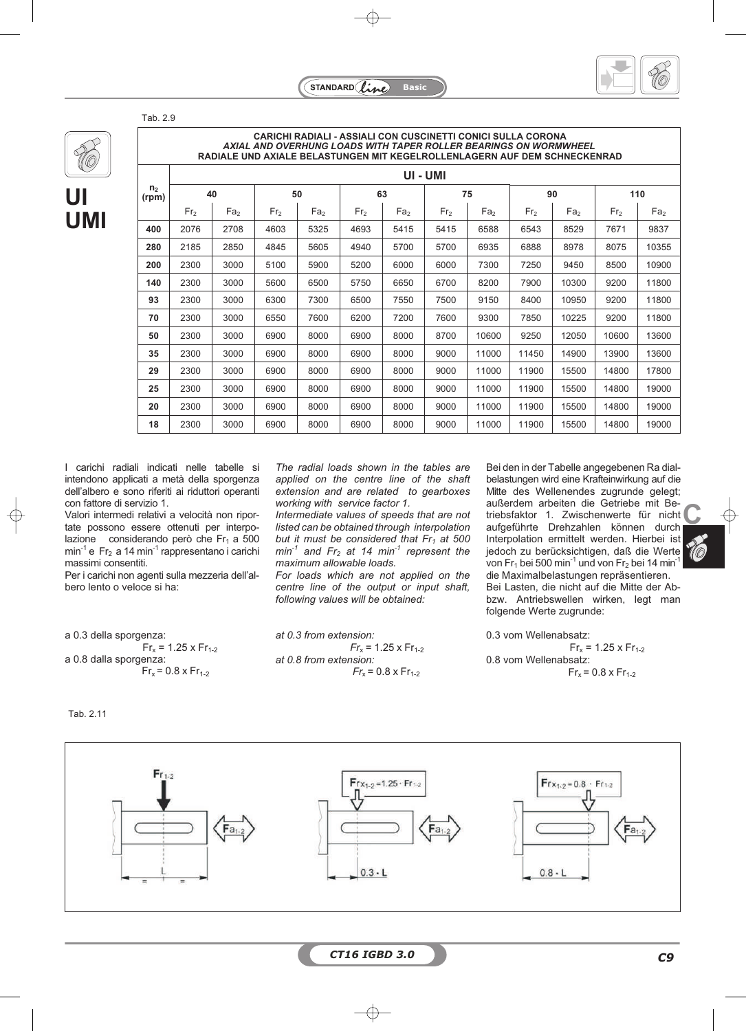Tab. 2.9

# UI UMI

| $n_2$ (rpm) | UI - UMI | | | | | | | | | | | |
|---|---|---|---|---|---|---|---|---|---|---|---|---|
| | 40 | | 50 | | 63 | | 75 | | 90 | | 110 | |
| | $Fr_2$ | $Fa_2$ | $Fr_2$ | $Fa_2$ | $Fr_2$ | $Fa_2$ | $Fr_2$ | $Fa_2$ | $Fr_2$ | $Fa_2$ | $Fr_2$ | $Fa_2$ |
| **400** | 2076 | 2708 | 4603 | 5325 | 4693 | 5415 | 5415 | 6588 | 6543 | 8529 | 7671 | 9837 |
| **280** | 2185 | 2850 | 4845 | 5605 | 4940 | 5700 | 5700 | 6935 | 6888 | 8978 | 8075 | 10355 |
| **200** | 2300 | 3000 | 5100 | 5900 | 5200 | 6000 | 6000 | 7300 | 7250 | 9450 | 8500 | 10900 |
| **140** | 2300 | 3000 | 5600 | 6500 | 5750 | 6650 | 6700 | 8200 | 7900 | 10300 | 9200 | 11800 |
| **93** | 2300 | 3000 | 6300 | 7300 | 6500 | 7550 | 7500 | 9150 | 8400 | 10950 | 9200 | 11800 |
| **70** | 2300 | 3000 | 6550 | 7600 | 6200 | 7200 | 7600 | 9300 | 7850 | 10225 | 9200 | 11800 |
| **50** | 2300 | 3000 | 6900 | 8000 | 6900 | 8000 | 8700 | 10600 | 9250 | 12050 | 10600 | 13600 |
| **35** | 2300 | 3000 | 6900 | 8000 | 6900 | 8000 | 9000 | 11000 | 11450 | 14900 | 13900 | 13600 |
| **29** | 2300 | 3000 | 6900 | 8000 | 6900 | 8000 | 9000 | 11000 | 11900 | 15500 | 14800 | 17800 |
| **25** | 2300 | 3000 | 6900 | 8000 | 6900 | 8000 | 9000 | 11000 | 11900 | 15500 | 14800 | 19000 |
| **20** | 2300 | 3000 | 6900 | 8000 | 6900 | 8000 | 9000 | 11000 | 11900 | 15500 | 14800 | 19000 |
| **18** | 2300 | 3000 | 6900 | 8000 | 6900 | 8000 | 9000 | 11000 | 11900 | 15500 | 14800 | 19000 |

**CARICHI RADIALI - ASSIALI CON CUSCINETTI CONICI SULLA CORONA**
***AXIAL AND OVERHUNG LOADS WITH TAPER ROLLER BEARINGS ON WORMWHEEL***
**RADIALE UND AXIALE BELASTUNGEN MIT KEGELROLLENLAGERN AUF DEM SCHNECKENRAD**

I carichi radiali indicati nelle tabelle si intendono applicati a metà della sporgenza dell'albero e sono riferiti ai riduttori operanti con fattore di servizio 1.
Valori intermedi relativi a velocità non riportate possono essere ottenuti per interpolazione considerando però che $Fr_1$ a 500 $min^{-1}$ e $Fr_2$ a 14 $min^{-1}$ rappresentano i carichi massimi consentiti.
Per i carichi non agenti sulla mezzeria dell'albero lento o veloce si ha:

a 0.3 della sporgenza:
$Fr_x = 1.25 \times Fr_{1-2}$
a 0.8 dalla sporgenza:
$Fr_x = 0.8 \times Fr_{1-2}$

*The radial loads shown in the tables are applied on the centre line of the shaft extension and are related to gearboxes working with service factor 1.*
*Intermediate values of speeds that are not listed can be obtained through interpolation but it must be considered that $Fr_1$ at 500 $min^{-1}$ and $Fr_2$ at 14 $min^{-1}$ represent the maximum allowable loads.*
*For loads which are not applied on the centre line of the output or input shaft, following values will be obtained:*

*at 0.3 from extension:*
$Fr_x = 1.25 \times Fr_{1-2}$
*at 0.8 from extension:*
$Fr_x = 0.8 \times Fr_{1-2}$

Bei den in der Tabelle angegebenen Radialbelastungen wird eine Krafteinwirkung auf die Mitte des Wellenendes zugrunde gelegt; außerdem arbeiten die Getriebe mit Betriebsfaktor 1. Zwischenwerte für nicht aufgeführte Drehzahlen können durch Interpolation ermittelt werden. Hierbei ist jedoch zu berücksichtigen, daß die Werte von $Fr_1$ bei 500 $min^{-1}$ und von $Fr_2$ bei 14 $min^{-1}$ die Maximalbelastungen repräsentieren.
Bei Lasten, die nicht auf die Mitte der Ab- bzw. Antriebswellen wirken, legt man folgende Werte zugrunde:

0.3 vom Wellenabsatz:
$Fr_x = 1.25 \times Fr_{1-2}$
0.8 vom Wellenabsatz:
$Fr_x = 0.8 \times Fr_{1-2}$

Tab. 2.11

$Fr_{1-2}$ — $Fa_{1-2}$ — L

$Frx_{1-2} = 1.25 \cdot Fr_{1-2}$ — $Fa_{1-2}$ — $0.3 \cdot L$

$Frx_{1-2} = 0.8 \cdot Fr_{1-2}$ — $Fa_{1-2}$ — $0.8 \cdot L$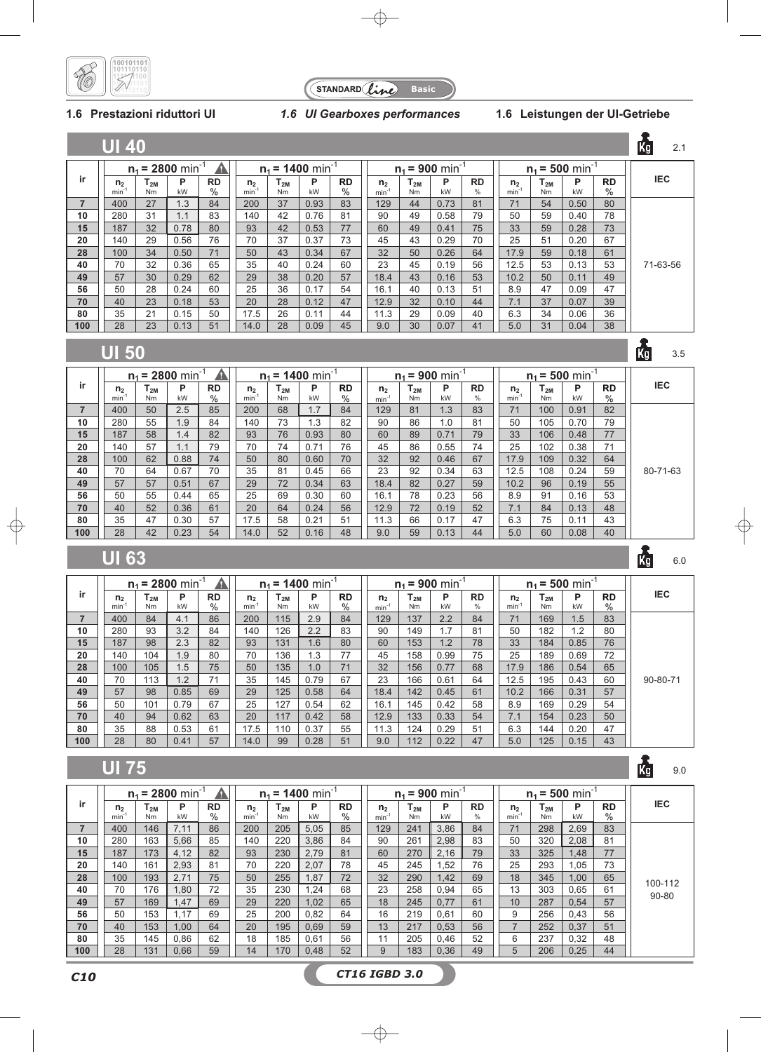STANDARD line Basic

## 1.6 Prestazioni riduttori UI / *1.6 UI Gearboxes performances* / 1.6 Leistungen der UI-Getriebe

### UI 40

Kg 2.1

| ir | $n_1$ = 2800 min$^{-1}$ ⚠ | | | | $n_1$ = 1400 min$^{-1}$ | | | | $n_1$ = 900 min$^{-1}$ | | | | $n_1$ = 500 min$^{-1}$ | | | | IEC |
|---|---|---|---|---|---|---|---|---|---|---|---|---|---|---|---|---|---|
| | $n_2$ min$^{-1}$ | $T_{2M}$ Nm | P kW | RD % | $n_2$ min$^{-1}$ | $T_{2M}$ Nm | P kW | RD % | $n_2$ min$^{-1}$ | $T_{2M}$ Nm | P kW | RD % | $n_2$ min$^{-1}$ | $T_{2M}$ Nm | P kW | RD % | |
| 7 | 400 | 27 | 1.3 | 84 | 200 | 37 | 0.93 | 83 | 129 | 44 | 0.73 | 81 | 71 | 54 | 0.50 | 80 | 71-63-56 |
| 10 | 280 | 31 | 1.1 | 83 | 140 | 42 | 0.76 | 81 | 90 | 49 | 0.58 | 79 | 50 | 59 | 0.40 | 78 | |
| 15 | 187 | 32 | 0.78 | 80 | 93 | 42 | 0.53 | 77 | 60 | 49 | 0.41 | 75 | 33 | 59 | 0.28 | 73 | |
| 20 | 140 | 29 | 0.56 | 76 | 70 | 37 | 0.37 | 73 | 45 | 43 | 0.29 | 70 | 25 | 51 | 0.20 | 67 | |
| 28 | 100 | 34 | 0.50 | 71 | 50 | 43 | 0.34 | 67 | 32 | 50 | 0.26 | 64 | 17.9 | 59 | 0.18 | 61 | |
| 40 | 70 | 32 | 0.36 | 65 | 35 | 40 | 0.24 | 60 | 23 | 45 | 0.19 | 56 | 12.5 | 53 | 0.13 | 53 | |
| 49 | 57 | 30 | 0.29 | 62 | 29 | 38 | 0.20 | 57 | 18.4 | 43 | 0.16 | 53 | 10.2 | 50 | 0.11 | 49 | |
| 56 | 50 | 28 | 0.24 | 60 | 25 | 36 | 0.17 | 54 | 16.1 | 40 | 0.13 | 51 | 8.9 | 47 | 0.09 | 47 | |
| 70 | 40 | 23 | 0.18 | 53 | 20 | 28 | 0.12 | 47 | 12.9 | 32 | 0.10 | 44 | 7.1 | 37 | 0.07 | 39 | |
| 80 | 35 | 21 | 0.15 | 50 | 17.5 | 26 | 0.11 | 44 | 11.3 | 29 | 0.09 | 40 | 6.3 | 34 | 0.06 | 36 | |
| 100 | 28 | 23 | 0.13 | 51 | 14.0 | 28 | 0.09 | 45 | 9.0 | 30 | 0.07 | 41 | 5.0 | 31 | 0.04 | 38 | |

### UI 50

Kg 3.5

| ir | $n_1$ = 2800 min$^{-1}$ ⚠ | | | | $n_1$ = 1400 min$^{-1}$ | | | | $n_1$ = 900 min$^{-1}$ | | | | $n_1$ = 500 min$^{-1}$ | | | | IEC |
|---|---|---|---|---|---|---|---|---|---|---|---|---|---|---|---|---|---|
| | $n_2$ min$^{-1}$ | $T_{2M}$ Nm | P kW | RD % | $n_2$ min$^{-1}$ | $T_{2M}$ Nm | P kW | RD % | $n_2$ min$^{-1}$ | $T_{2M}$ Nm | P kW | RD % | $n_2$ min$^{-1}$ | $T_{2M}$ Nm | P kW | RD % | |
| 7 | 400 | 50 | 2.5 | 85 | 200 | 68 | 1.7 | 84 | 129 | 81 | 1.3 | 83 | 71 | 100 | 0.91 | 82 | 80-71-63 |
| 10 | 280 | 55 | 1.9 | 84 | 140 | 73 | 1.3 | 82 | 90 | 86 | 1.0 | 81 | 50 | 105 | 0.70 | 79 | |
| 15 | 187 | 58 | 1.4 | 82 | 93 | 76 | 0.93 | 80 | 60 | 89 | 0.71 | 79 | 33 | 106 | 0.48 | 77 | |
| 20 | 140 | 57 | 1.1 | 79 | 70 | 74 | 0.71 | 76 | 45 | 86 | 0.55 | 74 | 25 | 102 | 0.38 | 71 | |
| 28 | 100 | 62 | 0.88 | 74 | 50 | 80 | 0.60 | 70 | 32 | 92 | 0.46 | 67 | 17.9 | 109 | 0.32 | 64 | |
| 40 | 70 | 64 | 0.67 | 70 | 35 | 81 | 0.45 | 66 | 23 | 92 | 0.34 | 63 | 12.5 | 108 | 0.24 | 59 | |
| 49 | 57 | 57 | 0.51 | 67 | 29 | 72 | 0.34 | 63 | 18.4 | 82 | 0.27 | 59 | 10.2 | 96 | 0.19 | 55 | |
| 56 | 50 | 55 | 0.44 | 65 | 25 | 69 | 0.30 | 60 | 16.1 | 78 | 0.23 | 56 | 8.9 | 91 | 0.16 | 53 | |
| 70 | 40 | 52 | 0.36 | 61 | 20 | 64 | 0.24 | 56 | 12.9 | 72 | 0.19 | 52 | 7.1 | 84 | 0.13 | 48 | |
| 80 | 35 | 47 | 0.30 | 57 | 17.5 | 58 | 0.21 | 51 | 11.3 | 66 | 0.17 | 47 | 6.3 | 75 | 0.11 | 43 | |
| 100 | 28 | 42 | 0.23 | 54 | 14.0 | 52 | 0.16 | 48 | 9.0 | 59 | 0.13 | 44 | 5.0 | 60 | 0.08 | 40 | |

### UI 63

Kg 6.0

| ir | $n_1$ = 2800 min$^{-1}$ ⚠ | | | | $n_1$ = 1400 min$^{-1}$ | | | | $n_1$ = 900 min$^{-1}$ | | | | $n_1$ = 500 min$^{-1}$ | | | | IEC |
|---|---|---|---|---|---|---|---|---|---|---|---|---|---|---|---|---|---|
| | $n_2$ min$^{-1}$ | $T_{2M}$ Nm | P kW | RD % | $n_2$ min$^{-1}$ | $T_{2M}$ Nm | P kW | RD % | $n_2$ min$^{-1}$ | $T_{2M}$ Nm | P kW | RD % | $n_2$ min$^{-1}$ | $T_{2M}$ Nm | P kW | RD % | |
| 7 | 400 | 84 | 4.1 | 86 | 200 | 115 | 2.9 | 84 | 129 | 137 | 2.2 | 84 | 71 | 169 | 1.5 | 83 | 90-80-71 |
| 10 | 280 | 93 | 3.2 | 84 | 140 | 126 | 2.2 | 83 | 90 | 149 | 1.7 | 81 | 50 | 182 | 1.2 | 80 | |
| 15 | 187 | 98 | 2.3 | 82 | 93 | 131 | 1.6 | 80 | 60 | 153 | 1.2 | 78 | 33 | 184 | 0.85 | 76 | |
| 20 | 140 | 104 | 1.9 | 80 | 70 | 136 | 1.3 | 77 | 45 | 158 | 0.99 | 75 | 25 | 189 | 0.69 | 72 | |
| 28 | 100 | 105 | 1.5 | 75 | 50 | 135 | 1.0 | 71 | 32 | 156 | 0.77 | 68 | 17.9 | 186 | 0.54 | 65 | |
| 40 | 70 | 113 | 1.2 | 71 | 35 | 145 | 0.79 | 67 | 23 | 166 | 0.61 | 64 | 12.5 | 195 | 0.43 | 60 | |
| 49 | 57 | 98 | 0.85 | 69 | 29 | 125 | 0.58 | 64 | 18.4 | 142 | 0.45 | 61 | 10.2 | 166 | 0.31 | 57 | |
| 56 | 50 | 101 | 0.79 | 67 | 25 | 127 | 0.54 | 62 | 16.1 | 145 | 0.42 | 58 | 8.9 | 169 | 0.29 | 54 | |
| 70 | 40 | 94 | 0.62 | 63 | 20 | 117 | 0.42 | 58 | 12.9 | 133 | 0.33 | 54 | 7.1 | 154 | 0.23 | 50 | |
| 80 | 35 | 88 | 0.53 | 61 | 17.5 | 110 | 0.37 | 55 | 11.3 | 124 | 0.29 | 51 | 6.3 | 144 | 0.20 | 47 | |
| 100 | 28 | 80 | 0.41 | 57 | 14.0 | 99 | 0.28 | 51 | 9.0 | 112 | 0.22 | 47 | 5.0 | 125 | 0.15 | 43 | |

### UI 75

Kg 9.0

| ir | $n_1$ = 2800 min$^{-1}$ ⚠ | | | | $n_1$ = 1400 min$^{-1}$ | | | | $n_1$ = 900 min$^{-1}$ | | | | $n_1$ = 500 min$^{-1}$ | | | | IEC |
|---|---|---|---|---|---|---|---|---|---|---|---|---|---|---|---|---|---|
| | $n_2$ min$^{-1}$ | $T_{2M}$ Nm | P kW | RD % | $n_2$ min$^{-1}$ | $T_{2M}$ Nm | P kW | RD % | $n_2$ min$^{-1}$ | $T_{2M}$ Nm | P kW | RD % | $n_2$ min$^{-1}$ | $T_{2M}$ Nm | P kW | RD % | |
| 7 | 400 | 146 | 7,11 | 86 | 200 | 205 | 5,05 | 85 | 129 | 241 | 3,86 | 84 | 71 | 298 | 2,69 | 83 | 100-112 90-80 |
| 10 | 280 | 163 | 5,66 | 85 | 140 | 220 | 3,86 | 84 | 90 | 261 | 2,98 | 83 | 50 | 320 | 2,08 | 81 | |
| 15 | 187 | 173 | 4,12 | 82 | 93 | 230 | 2,79 | 81 | 60 | 270 | 2,16 | 79 | 33 | 325 | 1,48 | 77 | |
| 20 | 140 | 161 | 2,93 | 81 | 70 | 220 | 2,07 | 78 | 45 | 245 | 1,52 | 76 | 25 | 293 | 1,05 | 73 | |
| 28 | 100 | 193 | 2,71 | 75 | 50 | 255 | 1,87 | 72 | 32 | 290 | 1,42 | 69 | 18 | 345 | 1,00 | 65 | |
| 40 | 70 | 176 | 1,80 | 72 | 35 | 230 | 1,24 | 68 | 23 | 258 | 0,94 | 65 | 13 | 303 | 0,65 | 61 | |
| 49 | 57 | 169 | 1,47 | 69 | 29 | 220 | 1,02 | 65 | 18 | 245 | 0,77 | 61 | 10 | 287 | 0,54 | 57 | |
| 56 | 50 | 153 | 1,17 | 69 | 25 | 200 | 0,82 | 64 | 16 | 219 | 0,61 | 60 | 9 | 256 | 0,43 | 56 | |
| 70 | 40 | 153 | 1,00 | 64 | 20 | 195 | 0,69 | 59 | 13 | 217 | 0,53 | 56 | 7 | 252 | 0,37 | 51 | |
| 80 | 35 | 145 | 0,86 | 62 | 18 | 185 | 0,61 | 56 | 11 | 205 | 0,46 | 52 | 6 | 237 | 0,32 | 48 | |
| 100 | 28 | 131 | 0,66 | 59 | 14 | 170 | 0,48 | 52 | 9 | 183 | 0,36 | 49 | 5 | 206 | 0,25 | 44 | |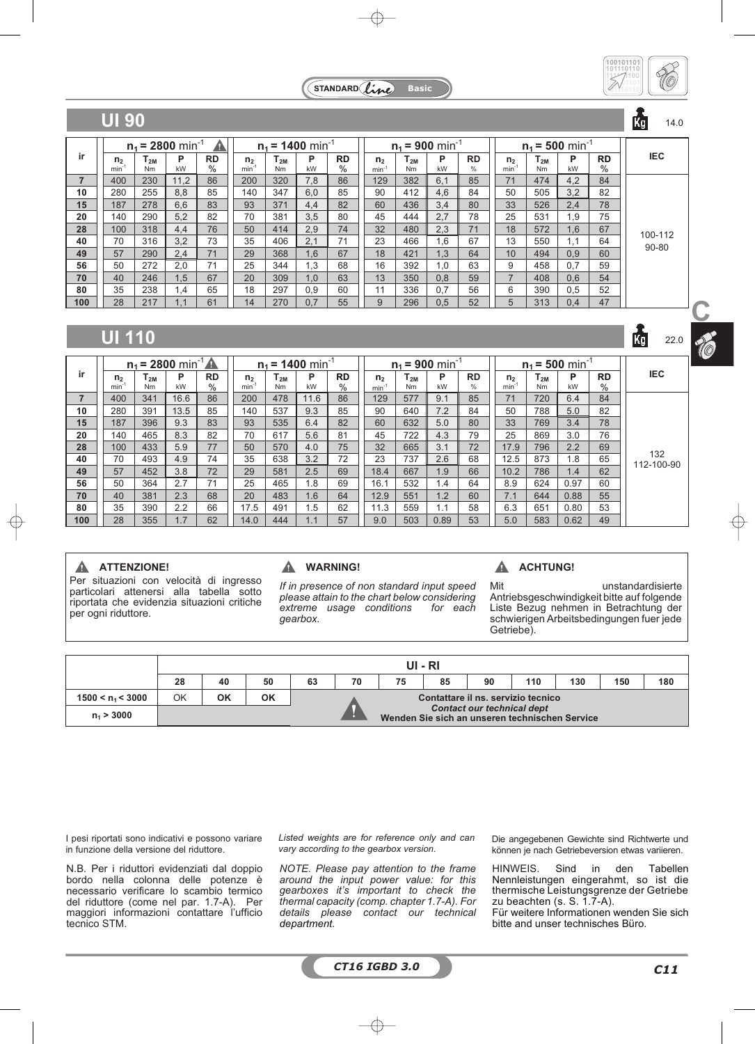## UI 90

14.0

| ir | $n_1$ = 2800 $min^{-1}$ ⚠ | | | | $n_1$ = 1400 $min^{-1}$ | | | | $n_1$ = 900 $min^{-1}$ | | | | $n_1$ = 500 $min^{-1}$ | | | | IEC |
|---|---|---|---|---|---|---|---|---|---|---|---|---|---|---|---|---|---|
| | $n_2$ $min^{-1}$ | $T_{2M}$ Nm | P kW | RD % | $n_2$ $min^{-1}$ | $T_{2M}$ Nm | P kW | RD % | $n_2$ $min^{-1}$ | $T_{2M}$ Nm | P kW | RD % | $n_2$ $min^{-1}$ | $T_{2M}$ Nm | P kW | RD % | |
| 7 | 400 | 230 | 11,2 | 86 | 200 | 320 | 7,8 | 86 | 129 | 382 | 6,1 | 85 | 71 | 474 | 4,2 | 84 | 100-112 90-80 |
| 10 | 280 | 255 | 8,8 | 85 | 140 | 347 | 6,0 | 85 | 90 | 412 | 4,6 | 84 | 50 | 505 | 3,2 | 82 | |
| 15 | 187 | 278 | 6,6 | 83 | 93 | 371 | 4,4 | 82 | 60 | 436 | 3,4 | 80 | 33 | 526 | 2,4 | 78 | |
| 20 | 140 | 290 | 5,2 | 82 | 70 | 381 | 3,5 | 80 | 45 | 444 | 2,7 | 78 | 25 | 531 | 1,9 | 75 | |
| 28 | 100 | 318 | 4,4 | 76 | 50 | 414 | 2,9 | 74 | 32 | 480 | 2,3 | 71 | 18 | 572 | 1,6 | 67 | |
| 40 | 70 | 316 | 3,2 | 73 | 35 | 406 | 2,1 | 71 | 23 | 466 | 1,6 | 67 | 13 | 550 | 1,1 | 64 | |
| 49 | 57 | 290 | 2,4 | 71 | 29 | 368 | 1,6 | 67 | 18 | 421 | 1,3 | 64 | 10 | 494 | 0,9 | 60 | |
| 56 | 50 | 272 | 2,0 | 71 | 25 | 344 | 1,3 | 68 | 16 | 392 | 1,0 | 63 | 9 | 458 | 0,7 | 59 | |
| 70 | 40 | 246 | 1,5 | 67 | 20 | 309 | 1,0 | 63 | 13 | 350 | 0,8 | 59 | 7 | 408 | 0,6 | 54 | |
| 80 | 35 | 238 | 1,4 | 65 | 18 | 297 | 0,9 | 60 | 11 | 336 | 0,7 | 56 | 6 | 390 | 0,5 | 52 | |
| 100 | 28 | 217 | 1,1 | 61 | 14 | 270 | 0,7 | 55 | 9 | 296 | 0,5 | 52 | 5 | 313 | 0,4 | 47 | |

## UI 110

22.0

| ir | $n_1$ = 2800 $min^{-1}$ ⚠ | | | | $n_1$ = 1400 $min^{-1}$ | | | | $n_1$ = 900 $min^{-1}$ | | | | $n_1$ = 500 $min^{-1}$ | | | | IEC |
|---|---|---|---|---|---|---|---|---|---|---|---|---|---|---|---|---|---|
| | $n_2$ $min^{-1}$ | $T_{2M}$ Nm | P kW | RD % | $n_2$ $min^{-1}$ | $T_{2M}$ Nm | P kW | RD % | $n_2$ $min^{-1}$ | $T_{2M}$ Nm | P kW | RD % | $n_2$ $min^{-1}$ | $T_{2M}$ Nm | P kW | RD % | |
| 7 | 400 | 341 | 16.6 | 86 | 200 | 478 | 11.6 | 86 | 129 | 577 | 9.1 | 85 | 71 | 720 | 6.4 | 84 | 132 112-100-90 |
| 10 | 280 | 391 | 13.5 | 85 | 140 | 537 | 9.3 | 85 | 90 | 640 | 7.2 | 84 | 50 | 788 | 5.0 | 82 | |
| 15 | 187 | 396 | 9.3 | 83 | 93 | 535 | 6.4 | 82 | 60 | 632 | 5.0 | 80 | 33 | 769 | 3.4 | 78 | |
| 20 | 140 | 465 | 8.3 | 82 | 70 | 617 | 5.6 | 81 | 45 | 722 | 4.3 | 79 | 25 | 869 | 3.0 | 76 | |
| 28 | 100 | 433 | 5.9 | 77 | 50 | 570 | 4.0 | 75 | 32 | 665 | 3.1 | 72 | 17.9 | 796 | 2.2 | 69 | |
| 40 | 70 | 493 | 4.9 | 74 | 35 | 638 | 3.2 | 72 | 23 | 737 | 2.6 | 68 | 12.5 | 873 | 1.8 | 65 | |
| 49 | 57 | 452 | 3.8 | 72 | 29 | 581 | 2.5 | 69 | 18.4 | 667 | 1.9 | 66 | 10.2 | 786 | 1.4 | 62 | |
| 56 | 50 | 364 | 2.7 | 71 | 25 | 465 | 1.8 | 69 | 16.1 | 532 | 1.4 | 64 | 8.9 | 624 | 0.97 | 60 | |
| 70 | 40 | 381 | 2.3 | 68 | 20 | 483 | 1.6 | 64 | 12.9 | 551 | 1.2 | 60 | 7.1 | 644 | 0.88 | 55 | |
| 80 | 35 | 390 | 2.2 | 66 | 17.5 | 491 | 1.5 | 62 | 11.3 | 559 | 1.1 | 58 | 6.3 | 651 | 0.80 | 53 | |
| 100 | 28 | 355 | 1.7 | 62 | 14.0 | 444 | 1.1 | 57 | 9.0 | 503 | 0.89 | 53 | 5.0 | 583 | 0.62 | 49 | |

**⚠ ATTENZIONE!**
Per situazioni con velocità di ingresso particolari attenersi alla tabella sotto riportata che evidenzia situazioni critiche per ogni riduttore.

**⚠ WARNING!**
*If in presence of non standard input speed please attain to the chart below considering extreme usage conditions for each gearbox.*

**⚠ ACHTUNG!**
Mit unstandardisierte Antriebsgeschwindigkeit bitte auf folgende Liste Bezug nehmen in Betrachtung der schwierigen Arbeitsbedingungen fuer jede Getriebe).

| | UI - RI | | | | | | | | | | | |
|---|---|---|---|---|---|---|---|---|---|---|---|---|
| | 28 | 40 | 50 | 63 | 70 | 75 | 85 | 90 | 110 | 130 | 150 | 180 |
| $1500 < n_1 < 3000$ | OK | **OK** | **OK** | Contattare il ns. servizio tecnico / *Contact our technical dept* / Wenden Sie sich an unseren technischen Service | | | | | | | | |
| $n_1 > 3000$ | | | | | | | | | | | | |

I pesi riportati sono indicativi e possono variare in funzione della versione del riduttore.

N.B. Per i riduttori evidenziati dal doppio bordo nella colonna delle potenze è necessario verificare lo scambio termico del riduttore (come nel par. 1.7-A). Per maggiori informazioni contattare l'ufficio tecnico STM.

*Listed weights are for reference only and can vary according to the gearbox version.*

*NOTE. Please pay attention to the frame around the input power value: for this gearboxes it's important to check the thermal capacity (comp. chapter 1.7-A). For details please contact our technical department.*

Die angegebenen Gewichte sind Richtwerte und können je nach Getriebeversion etwas variieren.

HINWEIS. Sind in den Tabellen Nennleistungen eingerahmt, so ist die thermische Leistungsgrenze der Getriebe zu beachten (s. S. 1.7-A).
Für weitere Informationen wenden Sie sich bitte and unser technisches Büro.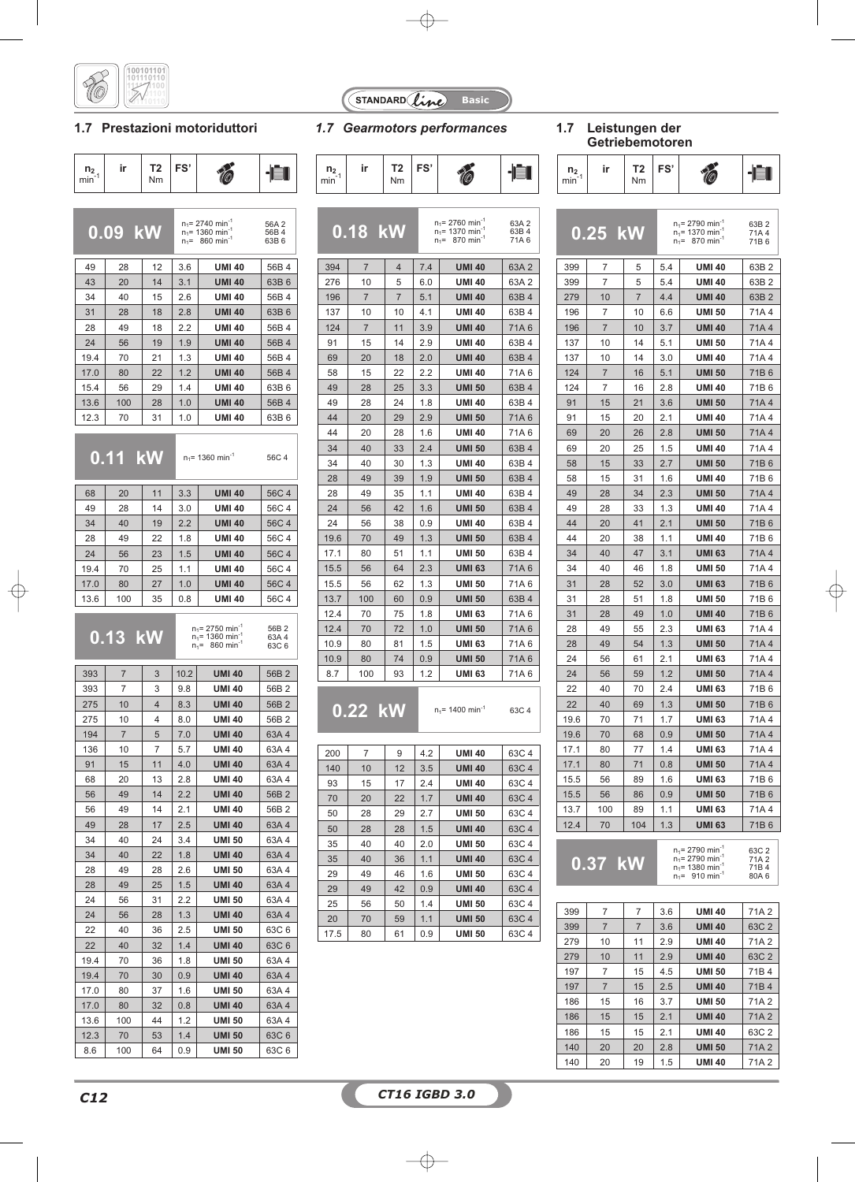## 1.7 Prestazioni motoriduttori

## 1.7 *Gearmotors performances*

## 1.7 Leistungen der Getriebemotoren

Column headers: $n_2$ (min$^{-1}$) | ir | T2 (Nm) | FS' | gearbox | motor

### 0.09 kW

$n_1$= 2740 min$^{-1}$ 56A 2; $n_1$= 1360 min$^{-1}$ 56B 4; $n_1$= 860 min$^{-1}$ 63B 6

| $n_2$ min$^{-1}$ | ir | T2 Nm | FS' | | |
|---|---|---|---|---|---|
| 49 | 28 | 12 | 3.6 | UMI 40 | 56B 4 |
| 43 | 20 | 14 | 3.1 | UMI 40 | 63B 6 |
| 34 | 40 | 15 | 2.6 | UMI 40 | 56B 4 |
| 31 | 28 | 18 | 2.8 | UMI 40 | 63B 6 |
| 28 | 49 | 18 | 2.2 | UMI 40 | 56B 4 |
| 24 | 56 | 19 | 1.9 | UMI 40 | 56B 4 |
| 19.4 | 70 | 21 | 1.3 | UMI 40 | 56B 4 |
| 17.0 | 80 | 22 | 1.2 | UMI 40 | 56B 4 |
| 15.4 | 56 | 29 | 1.4 | UMI 40 | 63B 6 |
| 13.6 | 100 | 28 | 1.0 | UMI 40 | 56B 4 |
| 12.3 | 70 | 31 | 1.0 | UMI 40 | 63B 6 |

### 0.11 kW

$n_1$= 1360 min$^{-1}$ 56C 4

| $n_2$ min$^{-1}$ | ir | T2 Nm | FS' | | |
|---|---|---|---|---|---|
| 68 | 20 | 11 | 3.3 | UMI 40 | 56C 4 |
| 49 | 28 | 14 | 3.0 | UMI 40 | 56C 4 |
| 34 | 40 | 19 | 2.2 | UMI 40 | 56C 4 |
| 28 | 49 | 22 | 1.8 | UMI 40 | 56C 4 |
| 24 | 56 | 23 | 1.5 | UMI 40 | 56C 4 |
| 19.4 | 70 | 25 | 1.1 | UMI 40 | 56C 4 |
| 17.0 | 80 | 27 | 1.0 | UMI 40 | 56C 4 |
| 13.6 | 100 | 35 | 0.8 | UMI 40 | 56C 4 |

### 0.13 kW

$n_1$= 2750 min$^{-1}$ 56B 2; $n_1$= 1360 min$^{-1}$ 63A 4; $n_1$= 860 min$^{-1}$ 63C 6

| $n_2$ min$^{-1}$ | ir | T2 Nm | FS' | | |
|---|---|---|---|---|---|
| 393 | 7 | 3 | 10.2 | UMI 40 | 56B 2 |
| 393 | 7 | 3 | 9.8 | UMI 40 | 56B 2 |
| 275 | 10 | 4 | 8.3 | UMI 40 | 56B 2 |
| 275 | 10 | 4 | 8.0 | UMI 40 | 56B 2 |
| 194 | 7 | 5 | 7.0 | UMI 40 | 63A 4 |
| 136 | 10 | 7 | 5.7 | UMI 40 | 63A 4 |
| 91 | 15 | 11 | 4.0 | UMI 40 | 63A 4 |
| 68 | 20 | 13 | 2.8 | UMI 40 | 63A 4 |
| 56 | 49 | 14 | 2.2 | UMI 40 | 56B 2 |
| 56 | 49 | 14 | 2.1 | UMI 40 | 56B 2 |
| 49 | 28 | 17 | 2.5 | UMI 40 | 63A 4 |
| 34 | 40 | 24 | 3.4 | UMI 50 | 63A 4 |
| 34 | 40 | 22 | 1.8 | UMI 40 | 63A 4 |
| 28 | 49 | 28 | 2.6 | UMI 50 | 63A 4 |
| 28 | 49 | 25 | 1.5 | UMI 40 | 63A 4 |
| 24 | 56 | 31 | 2.2 | UMI 50 | 63A 4 |
| 24 | 56 | 28 | 1.3 | UMI 40 | 63A 4 |
| 22 | 40 | 36 | 2.5 | UMI 50 | 63C 6 |
| 22 | 40 | 32 | 1.4 | UMI 40 | 63C 6 |
| 19.4 | 70 | 36 | 1.8 | UMI 50 | 63A 4 |
| 19.4 | 70 | 30 | 0.9 | UMI 40 | 63A 4 |
| 17.0 | 80 | 37 | 1.6 | UMI 50 | 63A 4 |
| 17.0 | 80 | 32 | 0.8 | UMI 40 | 63A 4 |
| 13.6 | 100 | 44 | 1.2 | UMI 50 | 63A 4 |
| 12.3 | 70 | 53 | 1.4 | UMI 50 | 63C 6 |
| 8.6 | 100 | 64 | 0.9 | UMI 50 | 63C 6 |

### 0.18 kW

$n_1$= 2760 min$^{-1}$ 63A 2; $n_1$= 1370 min$^{-1}$ 63B 4; $n_1$= 870 min$^{-1}$ 71A 6

| $n_2$ min$^{-1}$ | ir | T2 Nm | FS' | | |
|---|---|---|---|---|---|
| 394 | 7 | 4 | 7.4 | UMI 40 | 63A 2 |
| 276 | 10 | 5 | 6.0 | UMI 40 | 63A 2 |
| 196 | 7 | 7 | 5.1 | UMI 40 | 63B 4 |
| 137 | 10 | 10 | 4.1 | UMI 40 | 63B 4 |
| 124 | 7 | 11 | 3.9 | UMI 40 | 71A 6 |
| 91 | 15 | 14 | 2.9 | UMI 40 | 63B 4 |
| 69 | 20 | 18 | 2.0 | UMI 40 | 63B 4 |
| 58 | 15 | 22 | 2.2 | UMI 40 | 71A 6 |
| 49 | 28 | 25 | 3.3 | UMI 50 | 63B 4 |
| 49 | 28 | 24 | 1.8 | UMI 40 | 63B 4 |
| 44 | 20 | 29 | 2.9 | UMI 50 | 71A 6 |
| 44 | 20 | 28 | 1.6 | UMI 40 | 71A 6 |
| 34 | 40 | 33 | 2.4 | UMI 50 | 63B 4 |
| 34 | 40 | 30 | 1.3 | UMI 40 | 63B 4 |
| 28 | 49 | 39 | 1.9 | UMI 50 | 63B 4 |
| 28 | 49 | 35 | 1.1 | UMI 40 | 63B 4 |
| 24 | 56 | 42 | 1.6 | UMI 50 | 63B 4 |
| 24 | 56 | 38 | 0.9 | UMI 40 | 63B 4 |
| 19.6 | 70 | 49 | 1.3 | UMI 50 | 63B 4 |
| 17.1 | 80 | 51 | 1.1 | UMI 50 | 63B 4 |
| 15.5 | 56 | 64 | 2.3 | UMI 63 | 71A 6 |
| 15.5 | 56 | 62 | 1.3 | UMI 50 | 71A 6 |
| 13.7 | 100 | 60 | 0.9 | UMI 50 | 63B 4 |
| 12.4 | 70 | 75 | 1.8 | UMI 63 | 71A 6 |
| 12.4 | 70 | 72 | 1.0 | UMI 50 | 71A 6 |
| 10.9 | 80 | 81 | 1.5 | UMI 63 | 71A 6 |
| 10.9 | 80 | 74 | 0.9 | UMI 50 | 71A 6 |
| 8.7 | 100 | 93 | 1.2 | UMI 63 | 71A 6 |

### 0.22 kW

$n_1$= 1400 min$^{-1}$ 63C 4

| $n_2$ min$^{-1}$ | ir | T2 Nm | FS' | | |
|---|---|---|---|---|---|
| 200 | 7 | 9 | 4.2 | UMI 40 | 63C 4 |
| 140 | 10 | 12 | 3.5 | UMI 40 | 63C 4 |
| 93 | 15 | 17 | 2.4 | UMI 40 | 63C 4 |
| 70 | 20 | 22 | 1.7 | UMI 40 | 63C 4 |
| 50 | 28 | 29 | 2.7 | UMI 50 | 63C 4 |
| 50 | 28 | 28 | 1.5 | UMI 40 | 63C 4 |
| 35 | 40 | 40 | 2.0 | UMI 50 | 63C 4 |
| 35 | 40 | 36 | 1.1 | UMI 40 | 63C 4 |
| 29 | 49 | 46 | 1.6 | UMI 50 | 63C 4 |
| 29 | 49 | 42 | 0.9 | UMI 40 | 63C 4 |
| 25 | 56 | 50 | 1.4 | UMI 50 | 63C 4 |
| 20 | 70 | 59 | 1.1 | UMI 50 | 63C 4 |
| 17.5 | 80 | 61 | 0.9 | UMI 50 | 63C 4 |

### 0.25 kW

$n_1$= 2790 min$^{-1}$ 63B 2; $n_1$= 1370 min$^{-1}$ 71A 4; $n_1$= 870 min$^{-1}$ 71B 6

| $n_2$ min$^{-1}$ | ir | T2 Nm | FS' | | |
|---|---|---|---|---|---|
| 399 | 7 | 5 | 5.4 | UMI 40 | 63B 2 |
| 399 | 7 | 5 | 5.4 | UMI 40 | 63B 2 |
| 279 | 10 | 7 | 4.4 | UMI 40 | 63B 2 |
| 196 | 7 | 10 | 6.6 | UMI 50 | 71A 4 |
| 196 | 7 | 10 | 3.7 | UMI 40 | 71A 4 |
| 137 | 10 | 14 | 5.1 | UMI 50 | 71A 4 |
| 137 | 10 | 14 | 3.0 | UMI 40 | 71A 4 |
| 124 | 7 | 16 | 5.1 | UMI 50 | 71B 6 |
| 124 | 7 | 16 | 2.8 | UMI 40 | 71B 6 |
| 91 | 15 | 21 | 3.6 | UMI 50 | 71A 4 |
| 91 | 15 | 20 | 2.1 | UMI 40 | 71A 4 |
| 69 | 20 | 26 | 2.8 | UMI 50 | 71A 4 |
| 69 | 20 | 25 | 1.5 | UMI 40 | 71A 4 |
| 58 | 15 | 33 | 2.7 | UMI 50 | 71B 6 |
| 58 | 15 | 31 | 1.6 | UMI 40 | 71B 6 |
| 49 | 28 | 34 | 2.3 | UMI 50 | 71A 4 |
| 49 | 28 | 33 | 1.3 | UMI 40 | 71A 4 |
| 44 | 20 | 41 | 2.1 | UMI 50 | 71B 6 |
| 44 | 20 | 38 | 1.1 | UMI 40 | 71B 6 |
| 34 | 40 | 47 | 3.1 | UMI 63 | 71A 4 |
| 34 | 40 | 46 | 1.8 | UMI 50 | 71A 4 |
| 31 | 28 | 52 | 3.0 | UMI 63 | 71B 6 |
| 31 | 28 | 51 | 1.8 | UMI 50 | 71B 6 |
| 31 | 28 | 49 | 1.0 | UMI 40 | 71B 6 |
| 28 | 49 | 55 | 2.3 | UMI 63 | 71A 4 |
| 28 | 49 | 54 | 1.3 | UMI 50 | 71A 4 |
| 24 | 56 | 61 | 2.1 | UMI 63 | 71A 4 |
| 24 | 56 | 59 | 1.2 | UMI 50 | 71A 4 |
| 22 | 40 | 70 | 2.4 | UMI 63 | 71B 6 |
| 22 | 40 | 69 | 1.3 | UMI 50 | 71B 6 |
| 19.6 | 70 | 71 | 1.7 | UMI 63 | 71A 4 |
| 19.6 | 70 | 68 | 0.9 | UMI 50 | 71A 4 |
| 17.1 | 80 | 77 | 1.4 | UMI 63 | 71A 4 |
| 17.1 | 80 | 71 | 0.8 | UMI 50 | 71A 4 |
| 15.5 | 56 | 89 | 1.6 | UMI 63 | 71B 6 |
| 15.5 | 56 | 86 | 0.9 | UMI 50 | 71B 6 |
| 13.7 | 100 | 89 | 1.1 | UMI 63 | 71A 4 |
| 12.4 | 70 | 104 | 1.3 | UMI 63 | 71B 6 |

### 0.37 kW

$n_1$= 2790 min$^{-1}$ 63C 2; $n_1$= 2790 min$^{-1}$ 71A 2; $n_1$= 1380 min$^{-1}$ 71B 4; $n_1$= 910 min$^{-1}$ 80A 6

| $n_2$ min$^{-1}$ | ir | T2 Nm | FS' | | |
|---|---|---|---|---|---|
| 399 | 7 | 7 | 3.6 | UMI 40 | 71A 2 |
| 399 | 7 | 7 | 3.6 | UMI 40 | 63C 2 |
| 279 | 10 | 11 | 2.9 | UMI 40 | 71A 2 |
| 279 | 10 | 11 | 2.9 | UMI 40 | 63C 2 |
| 197 | 7 | 15 | 4.5 | UMI 50 | 71B 4 |
| 197 | 7 | 15 | 2.5 | UMI 40 | 71B 4 |
| 186 | 15 | 16 | 3.7 | UMI 50 | 71A 2 |
| 186 | 15 | 15 | 2.1 | UMI 40 | 71A 2 |
| 186 | 15 | 15 | 2.1 | UMI 40 | 63C 2 |
| 140 | 20 | 20 | 2.8 | UMI 50 | 71A 2 |
| 140 | 20 | 19 | 1.5 | UMI 40 | 71A 2 |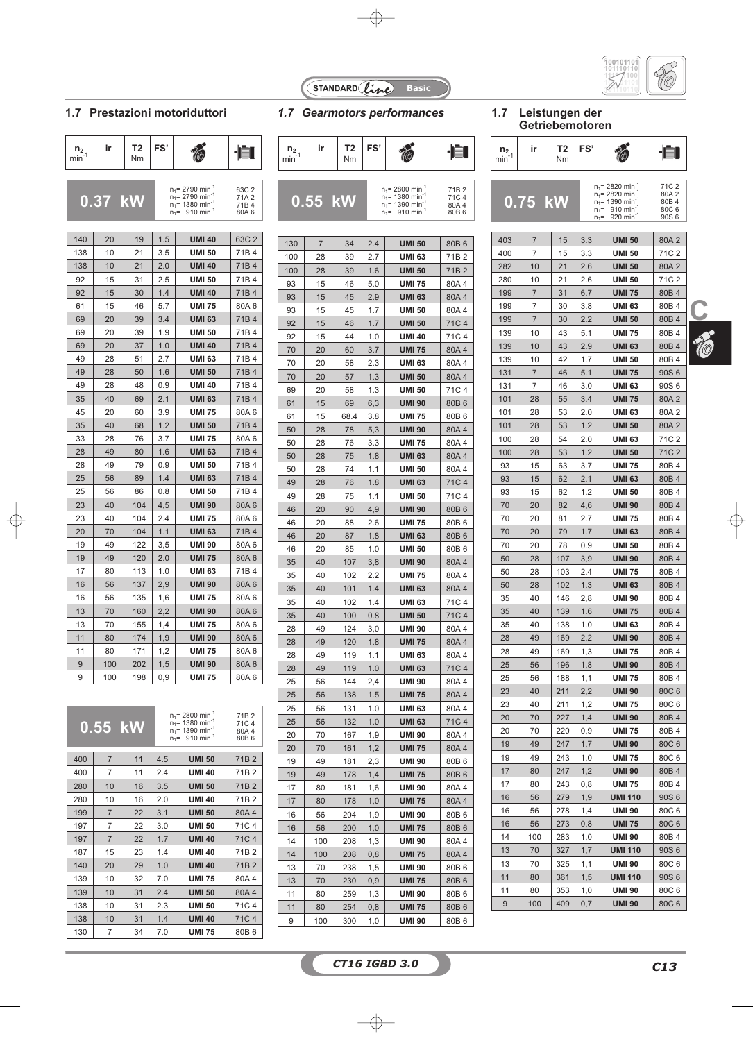## 1.7 Prestazioni motoriduttori

## *1.7 Gearmotors performances*

## 1.7 Leistungen der Getriebemotoren

### 0.37 kW

$n_1$= 2790 min⁻¹ 63C 2; $n_1$= 2790 min⁻¹ 71A 2; $n_1$= 1380 min⁻¹ 71B 4; $n_1$= 910 min⁻¹ 80A 6

| $n_2$ min⁻¹ | ir | T2 Nm | FS' | | |
|---|---|---|---|---|---|
| 140 | 20 | 19 | 1.5 | UMI 40 | 63C 2 |
| 138 | 10 | 21 | 3.5 | UMI 50 | 71B 4 |
| 138 | 10 | 21 | 2.0 | UMI 40 | 71B 4 |
| 92 | 15 | 31 | 2.5 | UMI 50 | 71B 4 |
| 92 | 15 | 30 | 1.4 | UMI 40 | 71B 4 |
| 61 | 15 | 46 | 5.7 | UMI 75 | 80A 6 |
| 69 | 20 | 39 | 3.4 | UMI 63 | 71B 4 |
| 69 | 20 | 39 | 1.9 | UMI 50 | 71B 4 |
| 69 | 20 | 37 | 1.0 | UMI 40 | 71B 4 |
| 49 | 28 | 51 | 2.7 | UMI 63 | 71B 4 |
| 49 | 28 | 50 | 1.6 | UMI 50 | 71B 4 |
| 49 | 28 | 48 | 0.9 | UMI 40 | 71B 4 |
| 35 | 40 | 69 | 2.1 | UMI 63 | 71B 4 |
| 45 | 20 | 60 | 3.9 | UMI 75 | 80A 6 |
| 35 | 40 | 68 | 1.2 | UMI 50 | 71B 4 |
| 33 | 28 | 76 | 3.7 | UMI 75 | 80A 6 |
| 28 | 49 | 80 | 1.6 | UMI 63 | 71B 4 |
| 28 | 49 | 79 | 0.9 | UMI 50 | 71B 4 |
| 25 | 56 | 89 | 1.4 | UMI 63 | 71B 4 |
| 25 | 56 | 86 | 0.8 | UMI 50 | 71B 4 |
| 23 | 40 | 104 | 4,5 | UMI 90 | 80A 6 |
| 23 | 40 | 104 | 2.4 | UMI 75 | 80A 6 |
| 20 | 70 | 104 | 1.1 | UMI 63 | 71B 4 |
| 19 | 49 | 122 | 3,5 | UMI 90 | 80A 6 |
| 19 | 49 | 120 | 2.0 | UMI 75 | 80A 6 |
| 17 | 80 | 113 | 1.0 | UMI 63 | 71B 4 |
| 16 | 56 | 137 | 2,9 | UMI 90 | 80A 6 |
| 16 | 56 | 135 | 1,6 | UMI 75 | 80A 6 |
| 13 | 70 | 160 | 2,2 | UMI 90 | 80A 6 |
| 13 | 70 | 155 | 1,4 | UMI 75 | 80A 6 |
| 11 | 80 | 174 | 1,9 | UMI 90 | 80A 6 |
| 11 | 80 | 171 | 1,2 | UMI 75 | 80A 6 |
| 9 | 100 | 202 | 1,5 | UMI 90 | 80A 6 |
| 9 | 100 | 198 | 0,9 | UMI 75 | 80A 6 |

### 0.55 kW

$n_1$= 2800 min⁻¹ 71B 2; $n_1$= 1380 min⁻¹ 71C 4; $n_1$= 1390 min⁻¹ 80A 4; $n_1$= 910 min⁻¹ 80B 6

| $n_2$ min⁻¹ | ir | T2 Nm | FS' | | |
|---|---|---|---|---|---|
| 400 | 7 | 11 | 4.5 | UMI 50 | 71B 2 |
| 400 | 7 | 11 | 2.4 | UMI 40 | 71B 2 |
| 280 | 10 | 16 | 3.5 | UMI 50 | 71B 2 |
| 280 | 10 | 16 | 2.0 | UMI 40 | 71B 2 |
| 199 | 7 | 22 | 3.1 | UMI 50 | 80A 4 |
| 197 | 7 | 22 | 3.0 | UMI 50 | 71C 4 |
| 197 | 7 | 22 | 1.7 | UMI 40 | 71C 4 |
| 187 | 15 | 23 | 1.4 | UMI 40 | 71B 2 |
| 140 | 20 | 29 | 1.0 | UMI 40 | 71B 2 |
| 139 | 10 | 32 | 7.0 | UMI 75 | 80A 4 |
| 139 | 10 | 31 | 2.4 | UMI 50 | 80A 4 |
| 138 | 10 | 31 | 2.3 | UMI 50 | 71C 4 |
| 138 | 10 | 31 | 1.4 | UMI 40 | 71C 4 |
| 130 | 7 | 34 | 7.0 | UMI 75 | 80B 6 |
| 130 | 7 | 34 | 2.4 | UMI 50 | 80B 6 |
| 100 | 28 | 39 | 2.7 | UMI 63 | 71B 2 |
| 100 | 28 | 39 | 1.6 | UMI 50 | 71B 2 |
| 93 | 15 | 46 | 5.0 | UMI 75 | 80A 4 |
| 93 | 15 | 45 | 2.9 | UMI 63 | 80A 4 |
| 93 | 15 | 45 | 1.7 | UMI 50 | 80A 4 |
| 92 | 15 | 46 | 1.7 | UMI 50 | 71C 4 |
| 92 | 15 | 44 | 1.0 | UMI 40 | 71C 4 |
| 70 | 20 | 60 | 3.7 | UMI 75 | 80A 4 |
| 70 | 20 | 58 | 2.3 | UMI 63 | 80A 4 |
| 70 | 20 | 57 | 1.3 | UMI 50 | 80A 4 |
| 69 | 20 | 58 | 1.3 | UMI 50 | 71C 4 |
| 61 | 15 | 69 | 6,3 | UMI 90 | 80B 6 |
| 61 | 15 | 68.4 | 3.8 | UMI 75 | 80B 6 |
| 50 | 28 | 78 | 5,3 | UMI 90 | 80A 4 |
| 50 | 28 | 76 | 3.3 | UMI 75 | 80A 4 |
| 50 | 28 | 75 | 1.8 | UMI 63 | 80A 4 |
| 50 | 28 | 74 | 1.1 | UMI 50 | 80A 4 |
| 49 | 28 | 76 | 1.8 | UMI 63 | 71C 4 |
| 49 | 28 | 75 | 1.1 | UMI 50 | 71C 4 |
| 46 | 20 | 90 | 4,9 | UMI 90 | 80B 6 |
| 46 | 20 | 88 | 2.6 | UMI 75 | 80B 6 |
| 46 | 20 | 87 | 1.8 | UMI 63 | 80B 6 |
| 46 | 20 | 85 | 1.0 | UMI 50 | 80B 6 |
| 35 | 40 | 107 | 3,8 | UMI 90 | 80A 4 |
| 35 | 40 | 102 | 2.2 | UMI 75 | 80A 4 |
| 35 | 40 | 101 | 1.4 | UMI 63 | 80A 4 |
| 35 | 40 | 102 | 1.4 | UMI 63 | 71C 4 |
| 35 | 40 | 100 | 0.8 | UMI 50 | 71C 4 |
| 28 | 49 | 124 | 3,0 | UMI 90 | 80A 4 |
| 28 | 49 | 120 | 1.8 | UMI 75 | 80A 4 |
| 28 | 49 | 119 | 1.1 | UMI 63 | 80A 4 |
| 28 | 49 | 119 | 1.0 | UMI 63 | 71C 4 |
| 25 | 56 | 144 | 2,4 | UMI 90 | 80A 4 |
| 25 | 56 | 138 | 1.5 | UMI 75 | 80A 4 |
| 25 | 56 | 131 | 1.0 | UMI 63 | 80A 4 |
| 25 | 56 | 132 | 1.0 | UMI 63 | 71C 4 |
| 20 | 70 | 167 | 1,9 | UMI 90 | 80A 4 |
| 20 | 70 | 161 | 1,2 | UMI 75 | 80A 4 |
| 19 | 49 | 181 | 2,3 | UMI 90 | 80B 6 |
| 19 | 49 | 178 | 1,4 | UMI 75 | 80B 6 |
| 17 | 80 | 181 | 1,6 | UMI 90 | 80A 4 |
| 17 | 80 | 178 | 1,0 | UMI 75 | 80A 4 |
| 16 | 56 | 204 | 1,9 | UMI 90 | 80B 6 |
| 16 | 56 | 200 | 1,0 | UMI 75 | 80B 6 |
| 14 | 100 | 208 | 1,3 | UMI 90 | 80A 4 |
| 14 | 100 | 208 | 0,8 | UMI 75 | 80A 4 |
| 13 | 70 | 238 | 1,5 | UMI 90 | 80B 6 |
| 13 | 70 | 230 | 0,9 | UMI 75 | 80B 6 |
| 11 | 80 | 259 | 1,3 | UMI 90 | 80B 6 |
| 11 | 80 | 254 | 0,8 | UMI 75 | 80B 6 |
| 9 | 100 | 300 | 1,0 | UMI 90 | 80B 6 |

### 0.75 kW

$n_1$= 2820 min⁻¹ 71C 2; $n_1$= 2820 min⁻¹ 80A 2; $n_1$= 1390 min⁻¹ 80B 4; $n_1$= 910 min⁻¹ 80C 6; $n_1$= 920 min⁻¹ 90S 6

| $n_2$ min⁻¹ | ir | T2 Nm | FS' | | |
|---|---|---|---|---|---|
| 403 | 7 | 15 | 3.3 | UMI 50 | 80A 2 |
| 400 | 7 | 15 | 3.3 | UMI 50 | 71C 2 |
| 282 | 10 | 21 | 2.6 | UMI 50 | 80A 2 |
| 280 | 10 | 21 | 2.6 | UMI 50 | 71C 2 |
| 199 | 7 | 31 | 6.7 | UMI 75 | 80B 4 |
| 199 | 7 | 30 | 3.8 | UMI 63 | 80B 4 |
| 199 | 7 | 30 | 2.2 | UMI 50 | 80B 4 |
| 139 | 10 | 43 | 5.1 | UMI 75 | 80B 4 |
| 139 | 10 | 43 | 2.9 | UMI 63 | 80B 4 |
| 139 | 10 | 42 | 1.7 | UMI 50 | 80B 4 |
| 131 | 7 | 46 | 5.1 | UMI 75 | 90S 6 |
| 131 | 7 | 46 | 3.0 | UMI 63 | 90S 6 |
| 101 | 28 | 55 | 3.4 | UMI 75 | 80A 2 |
| 101 | 28 | 53 | 2.0 | UMI 63 | 80A 2 |
| 101 | 28 | 53 | 1.2 | UMI 50 | 80A 2 |
| 100 | 28 | 54 | 2.0 | UMI 63 | 71C 2 |
| 100 | 28 | 53 | 1.2 | UMI 50 | 71C 2 |
| 93 | 15 | 63 | 3.7 | UMI 75 | 80B 4 |
| 93 | 15 | 62 | 2.1 | UMI 63 | 80B 4 |
| 93 | 15 | 62 | 1.2 | UMI 50 | 80B 4 |
| 70 | 20 | 82 | 4,6 | UMI 90 | 80B 4 |
| 70 | 20 | 81 | 2.7 | UMI 75 | 80B 4 |
| 70 | 20 | 79 | 1.7 | UMI 63 | 80B 4 |
| 70 | 20 | 78 | 0.9 | UMI 50 | 80B 4 |
| 50 | 28 | 107 | 3,9 | UMI 90 | 80B 4 |
| 50 | 28 | 103 | 2.4 | UMI 75 | 80B 4 |
| 50 | 28 | 102 | 1.3 | UMI 63 | 80B 4 |
| 35 | 40 | 146 | 2,8 | UMI 90 | 80B 4 |
| 35 | 40 | 139 | 1.6 | UMI 75 | 80B 4 |
| 35 | 40 | 138 | 1.0 | UMI 63 | 80B 4 |
| 28 | 49 | 169 | 2,2 | UMI 90 | 80B 4 |
| 28 | 49 | 169 | 1,3 | UMI 75 | 80B 4 |
| 25 | 56 | 196 | 1,8 | UMI 90 | 80B 4 |
| 25 | 56 | 188 | 1,1 | UMI 75 | 80B 4 |
| 23 | 40 | 211 | 2,2 | UMI 90 | 80C 6 |
| 23 | 40 | 211 | 1,2 | UMI 75 | 80C 6 |
| 20 | 70 | 227 | 1,4 | UMI 90 | 80B 4 |
| 20 | 70 | 220 | 0,9 | UMI 75 | 80B 4 |
| 19 | 49 | 247 | 1,7 | UMI 90 | 80C 6 |
| 19 | 49 | 243 | 1,0 | UMI 75 | 80C 6 |
| 17 | 80 | 247 | 1,2 | UMI 90 | 80B 4 |
| 17 | 80 | 243 | 0,8 | UMI 75 | 80B 4 |
| 16 | 56 | 279 | 1,9 | UMI 110 | 90S 6 |
| 16 | 56 | 278 | 1,4 | UMI 90 | 80C 6 |
| 16 | 56 | 273 | 0,8 | UMI 75 | 80C 6 |
| 14 | 100 | 283 | 1,0 | UMI 90 | 80B 4 |
| 13 | 70 | 327 | 1,7 | UMI 110 | 90S 6 |
| 13 | 70 | 325 | 1,1 | UMI 90 | 80C 6 |
| 11 | 80 | 361 | 1,5 | UMI 110 | 90S 6 |
| 11 | 80 | 353 | 1,0 | UMI 90 | 80C 6 |
| 9 | 100 | 409 | 0,7 | UMI 90 | 80C 6 |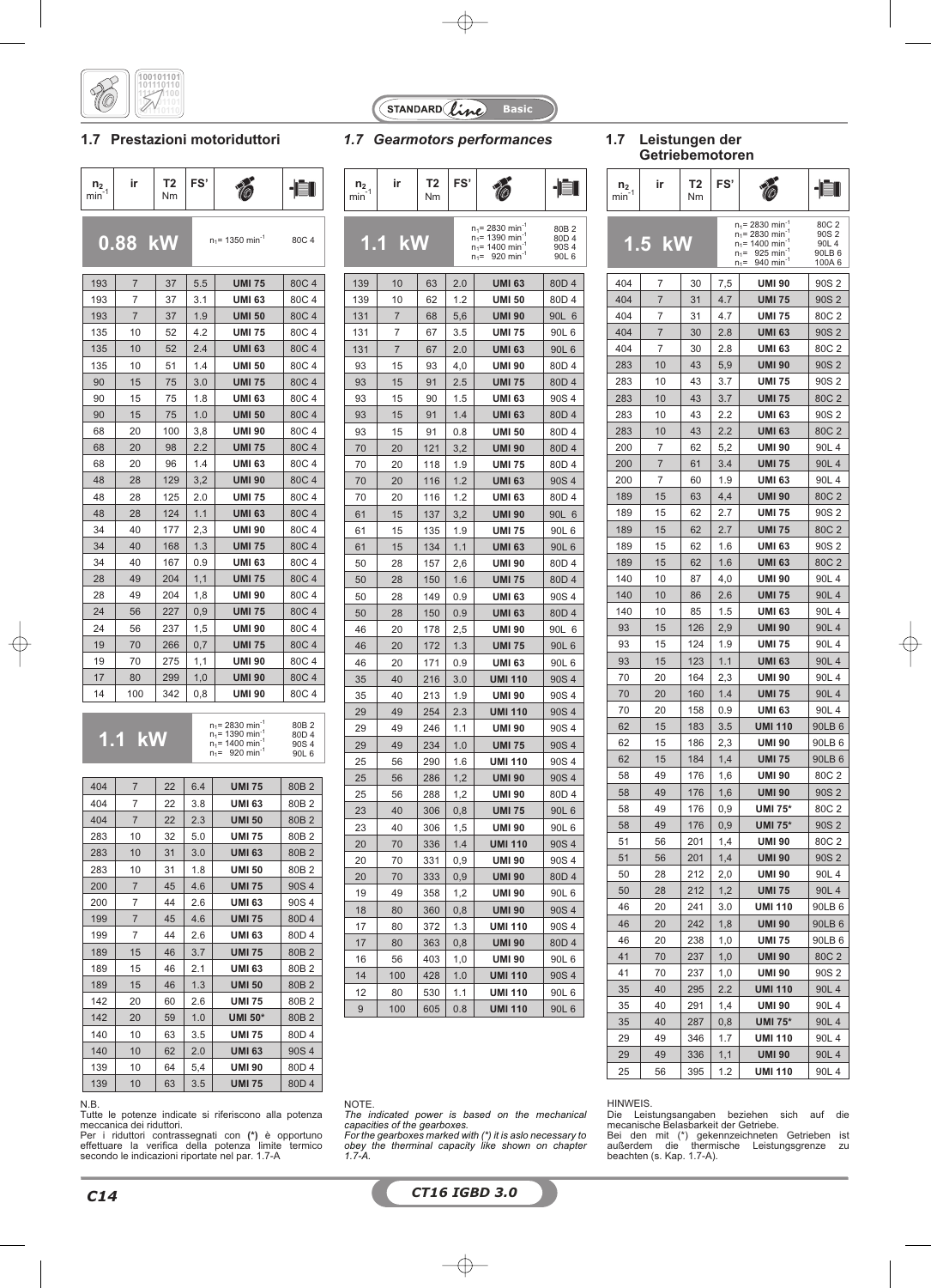## 1.7 Prestazioni motoriduttori

## 1.7 *Gearmotors performances*

## 1.7 Leistungen der Getriebemotoren

**0.88 kW** — $n_1$ = 1350 min⁻¹ — 80C 4

| $n_2$ min⁻¹ | ir | T2 Nm | FS' | | |
|---|---|---|---|---|---|
| 193 | 7 | 37 | 5.5 | **UMI 75** | 80C 4 |
| 193 | 7 | 37 | 3.1 | **UMI 63** | 80C 4 |
| 193 | 7 | 37 | 1.9 | **UMI 50** | 80C 4 |
| 135 | 10 | 52 | 4.2 | **UMI 75** | 80C 4 |
| 135 | 10 | 52 | 2.4 | **UMI 63** | 80C 4 |
| 135 | 10 | 51 | 1.4 | **UMI 50** | 80C 4 |
| 90 | 15 | 75 | 3.0 | **UMI 75** | 80C 4 |
| 90 | 15 | 75 | 1.8 | **UMI 63** | 80C 4 |
| 90 | 15 | 75 | 1.0 | **UMI 50** | 80C 4 |
| 68 | 20 | 100 | 3,8 | **UMI 90** | 80C 4 |
| 68 | 20 | 98 | 2.2 | **UMI 75** | 80C 4 |
| 68 | 20 | 96 | 1.4 | **UMI 63** | 80C 4 |
| 48 | 28 | 129 | 3,2 | **UMI 90** | 80C 4 |
| 48 | 28 | 125 | 2.0 | **UMI 75** | 80C 4 |
| 48 | 28 | 124 | 1.1 | **UMI 63** | 80C 4 |
| 34 | 40 | 177 | 2,3 | **UMI 90** | 80C 4 |
| 34 | 40 | 168 | 1.3 | **UMI 75** | 80C 4 |
| 34 | 40 | 167 | 0.9 | **UMI 63** | 80C 4 |
| 28 | 49 | 204 | 1,1 | **UMI 75** | 80C 4 |
| 28 | 49 | 204 | 1,8 | **UMI 90** | 80C 4 |
| 24 | 56 | 227 | 0,9 | **UMI 75** | 80C 4 |
| 24 | 56 | 237 | 1,5 | **UMI 90** | 80C 4 |
| 19 | 70 | 266 | 0,7 | **UMI 75** | 80C 4 |
| 19 | 70 | 275 | 1,1 | **UMI 90** | 80C 4 |
| 17 | 80 | 299 | 1,0 | **UMI 90** | 80C 4 |
| 14 | 100 | 342 | 0,8 | **UMI 90** | 80C 4 |

**1.1 kW** — $n_1$ = 2830 min⁻¹ 80B 2; $n_1$ = 1390 min⁻¹ 80D 4; $n_1$ = 1400 min⁻¹ 90S 4; $n_1$ = 920 min⁻¹ 90L 6

| $n_2$ min⁻¹ | ir | T2 Nm | FS' | | |
|---|---|---|---|---|---|
| 404 | 7 | 22 | 6.4 | **UMI 75** | 80B 2 |
| 404 | 7 | 22 | 3.8 | **UMI 63** | 80B 2 |
| 404 | 7 | 22 | 2.3 | **UMI 50** | 80B 2 |
| 283 | 10 | 32 | 5.0 | **UMI 75** | 80B 2 |
| 283 | 10 | 31 | 3.0 | **UMI 63** | 80B 2 |
| 283 | 10 | 31 | 1.8 | **UMI 50** | 80B 2 |
| 200 | 7 | 45 | 4.6 | **UMI 75** | 90S 4 |
| 200 | 7 | 44 | 2.6 | **UMI 63** | 90S 4 |
| 199 | 7 | 45 | 4.6 | **UMI 75** | 80D 4 |
| 199 | 7 | 44 | 2.6 | **UMI 63** | 80D 4 |
| 189 | 15 | 46 | 3.7 | **UMI 75** | 80B 2 |
| 189 | 15 | 46 | 2.1 | **UMI 63** | 80B 2 |
| 189 | 15 | 46 | 1.3 | **UMI 50** | 80B 2 |
| 142 | 20 | 60 | 2.6 | **UMI 75** | 80B 2 |
| 142 | 20 | 59 | 1.0 | **UMI 50*** | 80B 2 |
| 140 | 10 | 63 | 3.5 | **UMI 75** | 80D 4 |
| 140 | 10 | 62 | 2.0 | **UMI 63** | 90S 4 |
| 139 | 10 | 64 | 5,4 | **UMI 90** | 80D 4 |
| 139 | 10 | 63 | 3.5 | **UMI 75** | 80D 4 |
| 139 | 10 | 63 | 2.0 | **UMI 63** | 80D 4 |
| 139 | 10 | 62 | 1.2 | **UMI 50** | 80D 4 |
| 131 | 7 | 68 | 5,6 | **UMI 90** | 90L 6 |
| 131 | 7 | 67 | 3.5 | **UMI 75** | 90L 6 |
| 131 | 7 | 67 | 2.0 | **UMI 63** | 90L 6 |
| 93 | 15 | 93 | 4,0 | **UMI 90** | 80D 4 |
| 93 | 15 | 91 | 2.5 | **UMI 75** | 80D 4 |
| 93 | 15 | 90 | 1.5 | **UMI 63** | 90S 4 |
| 93 | 15 | 91 | 1.4 | **UMI 63** | 80D 4 |
| 93 | 15 | 91 | 0.8 | **UMI 50** | 80D 4 |
| 70 | 20 | 121 | 3,2 | **UMI 90** | 80D 4 |
| 70 | 20 | 118 | 1.9 | **UMI 75** | 80D 4 |
| 70 | 20 | 116 | 1.2 | **UMI 63** | 90S 4 |
| 70 | 20 | 116 | 1.2 | **UMI 63** | 80D 4 |
| 61 | 15 | 137 | 3,2 | **UMI 90** | 90L 6 |
| 61 | 15 | 135 | 1.9 | **UMI 75** | 90L 6 |
| 61 | 15 | 134 | 1.1 | **UMI 63** | 90L 6 |
| 50 | 28 | 157 | 2,6 | **UMI 90** | 80D 4 |
| 50 | 28 | 150 | 1.6 | **UMI 75** | 80D 4 |
| 50 | 28 | 149 | 0.9 | **UMI 63** | 90S 4 |
| 50 | 28 | 150 | 0.9 | **UMI 63** | 80D 4 |
| 46 | 20 | 178 | 2,5 | **UMI 90** | 90L 6 |
| 46 | 20 | 172 | 1.3 | **UMI 75** | 90L 6 |
| 46 | 20 | 171 | 0.9 | **UMI 63** | 90L 6 |
| 35 | 40 | 216 | 3.0 | **UMI 110** | 90S 4 |
| 35 | 40 | 213 | 1.9 | **UMI 90** | 90S 4 |
| 29 | 49 | 254 | 2.3 | **UMI 110** | 90S 4 |
| 29 | 49 | 246 | 1.1 | **UMI 90** | 90S 4 |
| 29 | 49 | 234 | 1.0 | **UMI 75** | 90S 4 |
| 25 | 56 | 290 | 1.6 | **UMI 110** | 90S 4 |
| 25 | 56 | 286 | 1,2 | **UMI 90** | 90S 4 |
| 25 | 56 | 288 | 1,2 | **UMI 90** | 80D 4 |
| 23 | 40 | 306 | 0,8 | **UMI 75** | 90L 6 |
| 23 | 40 | 306 | 1,5 | **UMI 90** | 90L 6 |
| 20 | 70 | 336 | 1.4 | **UMI 110** | 90S 4 |
| 20 | 70 | 331 | 0,9 | **UMI 90** | 90S 4 |
| 20 | 70 | 333 | 0,9 | **UMI 90** | 80D 4 |
| 19 | 49 | 358 | 1,2 | **UMI 90** | 90L 6 |
| 18 | 80 | 360 | 0,8 | **UMI 90** | 90S 4 |
| 17 | 80 | 372 | 1.3 | **UMI 110** | 90S 4 |
| 17 | 80 | 363 | 0,8 | **UMI 90** | 80D 4 |
| 16 | 56 | 403 | 1,0 | **UMI 90** | 90L 6 |
| 14 | 100 | 428 | 1.0 | **UMI 110** | 90S 4 |
| 12 | 80 | 530 | 1.1 | **UMI 110** | 90L 6 |
| 9 | 100 | 605 | 0.8 | **UMI 110** | 90L 6 |

**1.5 kW** — $n_1$ = 2830 min⁻¹ 80C 2; $n_1$ = 2830 min⁻¹ 90S 2; $n_1$ = 1400 min⁻¹ 90L 4; $n_1$ = 925 min⁻¹ 90LB 6; $n_1$ = 940 min⁻¹ 100A 6

| $n_2$ min⁻¹ | ir | T2 Nm | FS' | | |
|---|---|---|---|---|---|
| 404 | 7 | 30 | 7,5 | **UMI 90** | 90S 2 |
| 404 | 7 | 31 | 4.7 | **UMI 75** | 90S 2 |
| 404 | 7 | 31 | 4.7 | **UMI 75** | 80C 2 |
| 404 | 7 | 30 | 2.8 | **UMI 63** | 90S 2 |
| 404 | 7 | 30 | 2.8 | **UMI 63** | 80C 2 |
| 283 | 10 | 43 | 5,9 | **UMI 90** | 90S 2 |
| 283 | 10 | 43 | 3.7 | **UMI 75** | 90S 2 |
| 283 | 10 | 43 | 3.7 | **UMI 75** | 80C 2 |
| 283 | 10 | 43 | 2.2 | **UMI 63** | 90S 2 |
| 283 | 10 | 43 | 2.2 | **UMI 63** | 80C 2 |
| 200 | 7 | 62 | 5,2 | **UMI 90** | 90L 4 |
| 200 | 7 | 61 | 3.4 | **UMI 75** | 90L 4 |
| 200 | 7 | 60 | 1.9 | **UMI 63** | 90L 4 |
| 189 | 15 | 63 | 4,4 | **UMI 90** | 80C 2 |
| 189 | 15 | 62 | 2.7 | **UMI 75** | 90S 2 |
| 189 | 15 | 62 | 2.7 | **UMI 75** | 80C 2 |
| 189 | 15 | 62 | 1.6 | **UMI 63** | 90S 2 |
| 189 | 15 | 62 | 1.6 | **UMI 63** | 80C 2 |
| 140 | 10 | 87 | 4,0 | **UMI 90** | 90L 4 |
| 140 | 10 | 86 | 2.6 | **UMI 75** | 90L 4 |
| 140 | 10 | 85 | 1.5 | **UMI 63** | 90L 4 |
| 93 | 15 | 126 | 2,9 | **UMI 90** | 90L 4 |
| 93 | 15 | 124 | 1.9 | **UMI 75** | 90L 4 |
| 93 | 15 | 123 | 1.1 | **UMI 63** | 90L 4 |
| 70 | 20 | 164 | 2,3 | **UMI 90** | 90L 4 |
| 70 | 20 | 160 | 1.4 | **UMI 75** | 90L 4 |
| 70 | 20 | 158 | 0.9 | **UMI 63** | 90L 4 |
| 62 | 15 | 183 | 3.5 | **UMI 110** | 90LB 6 |
| 62 | 15 | 186 | 2,3 | **UMI 90** | 90LB 6 |
| 62 | 15 | 184 | 1,4 | **UMI 75** | 90LB 6 |
| 58 | 49 | 176 | 1,6 | **UMI 90** | 80C 2 |
| 58 | 49 | 176 | 1,6 | **UMI 90** | 90S 2 |
| 58 | 49 | 176 | 0,9 | **UMI 75*** | 80C 2 |
| 58 | 49 | 176 | 0,9 | **UMI 75*** | 90S 2 |
| 51 | 56 | 201 | 1,4 | **UMI 90** | 80C 2 |
| 51 | 56 | 201 | 1,4 | **UMI 90** | 90S 2 |
| 50 | 28 | 212 | 2,0 | **UMI 90** | 90L 4 |
| 50 | 28 | 212 | 1,2 | **UMI 75** | 90L 4 |
| 46 | 20 | 241 | 3.0 | **UMI 110** | 90LB 6 |
| 46 | 20 | 242 | 1,8 | **UMI 90** | 90LB 6 |
| 46 | 20 | 238 | 1,0 | **UMI 75** | 90LB 6 |
| 41 | 70 | 237 | 1,0 | **UMI 90** | 80C 2 |
| 41 | 70 | 237 | 1,0 | **UMI 90** | 90S 2 |
| 35 | 40 | 295 | 2.2 | **UMI 110** | 90L 4 |
| 35 | 40 | 291 | 1,4 | **UMI 90** | 90L 4 |
| 35 | 40 | 287 | 0,8 | **UMI 75*** | 90L 4 |
| 29 | 49 | 346 | 1.7 | **UMI 110** | 90L 4 |
| 29 | 49 | 336 | 1,1 | **UMI 90** | 90L 4 |
| 25 | 56 | 395 | 1.2 | **UMI 110** | 90L 4 |

N.B.
Tutte le potenze indicate si riferiscono alla potenza meccanica dei riduttori.
Per i riduttori contrassegnati con **(*)** è opportuno effettuare la verifica della potenza limite termico secondo le indicazioni riportate nel par. 1.7-A

NOTE.
*The indicated power is based on the mechanical capacities of the gearboxes.*
*For the gearboxes marked with (*) it is aslo necessary to obey the therminal capacity like shown on chapter 1.7-A.*

HINWEIS.
Die Leistungsangaben beziehen sich auf die mecanische Belasbarkeit der Getriebe.
Bei den mit (*) gekennzeichneten Getrieben ist außerdem die thermische Leistungsgrenze zu beachten (s. Kap. 1.7-A).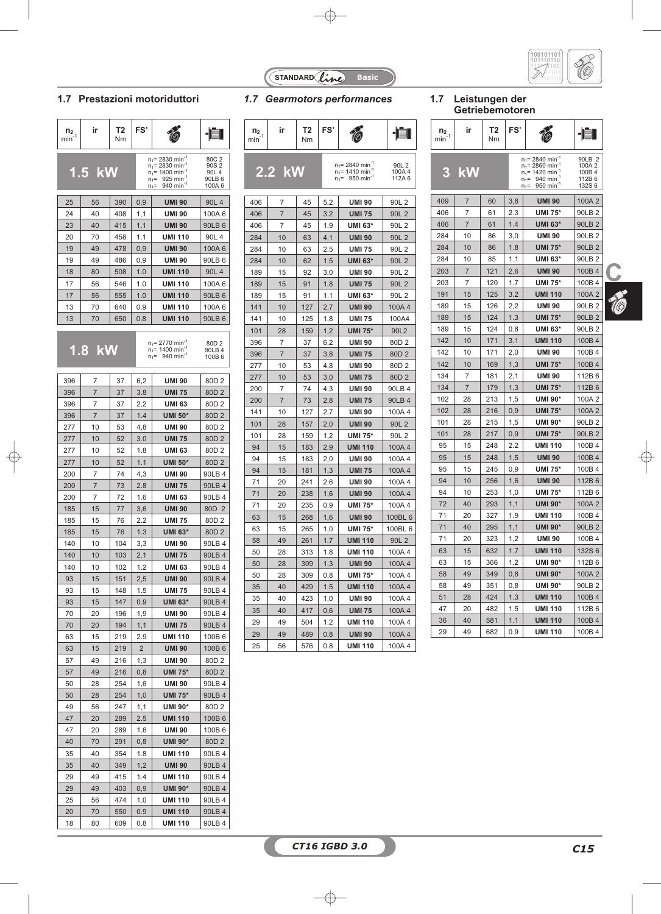## 1.7 Prestazioni motoriduttori

## 1.7 *Gearmotors performances*

## 1.7 Leistungen der Getriebemotoren

**1.5 kW**

$n_1$= 2830 min$^{-1}$ 80C 2
$n_1$= 2830 min$^{-1}$ 90S 2
$n_1$= 1400 min$^{-1}$ 90L 4
$n_1$= 925 min$^{-1}$ 90LB 6
$n_1$= 940 min$^{-1}$ 100A 6

| $n_2$ min$^{-1}$ | ir | T2 Nm | FS' | Riduttore | Motore |
|---|---|---|---|---|---|
| 25 | 56 | 390 | 0,9 | UMI 90 | 90L 4 |
| 24 | 40 | 408 | 1,1 | UMI 90 | 100A 6 |
| 23 | 40 | 415 | 1,1 | UMI 90 | 90LB 6 |
| 20 | 70 | 458 | 1.1 | UMI 110 | 90L 4 |
| 19 | 49 | 478 | 0,9 | UMI 90 | 100A 6 |
| 19 | 49 | 486 | 0,9 | UMI 90 | 90LB 6 |
| 18 | 80 | 508 | 1.0 | UMI 110 | 90L 4 |
| 17 | 56 | 546 | 1.0 | UMI 110 | 100A 6 |
| 17 | 56 | 555 | 1.0 | UMI 110 | 90LB 6 |
| 13 | 70 | 640 | 0.9 | UMI 110 | 100A 6 |
| 13 | 70 | 650 | 0.8 | UMI 110 | 90LB 6 |

**1.8 kW**

$n_1$= 2770 min$^{-1}$ 80D 2
$n_1$= 1400 min$^{-1}$ 90LB 4
$n_1$= 940 min$^{-1}$ 100B 6

| $n_2$ min$^{-1}$ | ir | T2 Nm | FS' | Riduttore | Motore |
|---|---|---|---|---|---|
| 396 | 7 | 37 | 6,2 | UMI 90 | 80D 2 |
| 396 | 7 | 37 | 3.8 | UMI 75 | 80D 2 |
| 396 | 7 | 37 | 2.2 | UMI 63 | 80D 2 |
| 396 | 7 | 37 | 1.4 | UMI 50* | 80D 2 |
| 277 | 10 | 53 | 4,8 | UMI 90 | 80D 2 |
| 277 | 10 | 52 | 3.0 | UMI 75 | 80D 2 |
| 277 | 10 | 52 | 1.8 | UMI 63 | 80D 2 |
| 277 | 10 | 52 | 1.1 | UMI 50* | 80D 2 |
| 200 | 7 | 74 | 4,3 | UMI 90 | 90LB 4 |
| 200 | 7 | 73 | 2.8 | UMI 75 | 90LB 4 |
| 200 | 7 | 72 | 1.6 | UMI 63 | 90LB 4 |
| 185 | 15 | 77 | 3,6 | UMI 90 | 80D 2 |
| 185 | 15 | 76 | 2.2 | UMI 75 | 80D 2 |
| 185 | 15 | 76 | 1.3 | UMI 63* | 80D 2 |
| 140 | 10 | 104 | 3,3 | UMI 90 | 90LB 4 |
| 140 | 10 | 103 | 2.1 | UMI 75 | 90LB 4 |
| 140 | 10 | 102 | 1.2 | UMI 63 | 90LB 4 |
| 93 | 15 | 151 | 2,5 | UMI 90 | 90LB 4 |
| 93 | 15 | 148 | 1.5 | UMI 75 | 90LB 4 |
| 93 | 15 | 147 | 0.9 | UMI 63* | 90LB 4 |
| 70 | 20 | 196 | 1,9 | UMI 90 | 90LB 4 |
| 70 | 20 | 194 | 1,1 | UMI 75 | 90LB 4 |
| 63 | 15 | 219 | 2.9 | UMI 110 | 100B 6 |
| 63 | 15 | 219 | 2 | UMI 90 | 100B 6 |
| 57 | 49 | 216 | 1,3 | UMI 90 | 80D 2 |
| 57 | 49 | 216 | 0,8 | UMI 75* | 80D 2 |
| 50 | 28 | 254 | 1,6 | UMI 90 | 90LB 4 |
| 50 | 28 | 254 | 1,0 | UMI 75* | 90LB 4 |
| 49 | 56 | 247 | 1,1 | UMI 90* | 80D 2 |
| 47 | 20 | 289 | 2.5 | UMI 110 | 100B 6 |
| 47 | 20 | 289 | 1.6 | UMI 90 | 100B 6 |
| 40 | 70 | 291 | 0,8 | UMI 90* | 80D 2 |
| 35 | 40 | 354 | 1.8 | UMI 110 | 90LB 4 |
| 35 | 40 | 349 | 1,2 | UMI 90 | 90LB 4 |
| 29 | 49 | 415 | 1.4 | UMI 110 | 90LB 4 |
| 29 | 49 | 403 | 0,9 | UMI 90* | 90LB 4 |
| 25 | 56 | 474 | 1.0 | UMI 110 | 90LB 4 |
| 20 | 70 | 550 | 0.9 | UMI 110 | 90LB 4 |
| 18 | 80 | 609 | 0.8 | UMI 110 | 90LB 4 |

**2.2 kW**

$n_1$= 2840 min$^{-1}$ 90L 2
$n_1$= 1410 min$^{-1}$ 100A 4
$n_1$= 950 min$^{-1}$ 112A 6

| $n_2$ min$^{-1}$ | ir | T2 Nm | FS' | Riduttore | Motore |
|---|---|---|---|---|---|
| 406 | 7 | 45 | 5,2 | UMI 90 | 90L 2 |
| 406 | 7 | 45 | 3.2 | UMI 75 | 90L 2 |
| 406 | 7 | 45 | 1.9 | UMI 63* | 90L 2 |
| 284 | 10 | 63 | 4,1 | UMI 90 | 90L 2 |
| 284 | 10 | 63 | 2.5 | UMI 75 | 90L 2 |
| 284 | 10 | 62 | 1.5 | UMI 63* | 90L 2 |
| 189 | 15 | 92 | 3,0 | UMI 90 | 90L 2 |
| 189 | 15 | 91 | 1.8 | UMI 75 | 90L 2 |
| 189 | 15 | 91 | 1.1 | UMI 63* | 90L 2 |
| 141 | 10 | 127 | 2,7 | UMI 90 | 100A 4 |
| 141 | 10 | 125 | 1,8 | UMI 75 | 100A4 |
| 101 | 28 | 159 | 1,2 | UMI 75* | 90L2 |
| 396 | 7 | 37 | 6,2 | UMI 90 | 80D 2 |
| 396 | 7 | 37 | 3,8 | UMI 75 | 80D 2 |
| 277 | 10 | 53 | 4,8 | UMI 90 | 80D 2 |
| 277 | 10 | 53 | 3,0 | UMI 75 | 80D 2 |
| 200 | 7 | 74 | 4,3 | UMI 90 | 90LB 4 |
| 200 | 7 | 73 | 2,8 | UMI 75 | 90LB 4 |
| 141 | 10 | 127 | 2,7 | UMI 90 | 100A 4 |
| 101 | 28 | 157 | 2,0 | UMI 90 | 90L 2 |
| 101 | 28 | 159 | 1,2 | UMI 75* | 90L 2 |
| 94 | 15 | 183 | 2.9 | UMI 110 | 100A 4 |
| 94 | 15 | 183 | 2,0 | UMI 90 | 100A 4 |
| 94 | 15 | 181 | 1,3 | UMI 75 | 100A 4 |
| 71 | 20 | 241 | 2.6 | UMI 90 | 100A 4 |
| 71 | 20 | 238 | 1,6 | UMI 90 | 100A 4 |
| 71 | 20 | 235 | 0,9 | UMI 75* | 100A 4 |
| 63 | 15 | 268 | 1,6 | UMI 90 | 100BL 6 |
| 63 | 15 | 265 | 1,0 | UMI 75* | 100BL 6 |
| 58 | 49 | 261 | 1.7 | UMI 110 | 90L 2 |
| 50 | 28 | 313 | 1.8 | UMI 110 | 100A 4 |
| 50 | 28 | 309 | 1,3 | UMI 90 | 100A 4 |
| 50 | 28 | 309 | 0,8 | UMI 75* | 100A 4 |
| 35 | 40 | 429 | 1.5 | UMI 110 | 100A 4 |
| 35 | 40 | 423 | 1,0 | UMI 90 | 100A 4 |
| 35 | 40 | 417 | 0,6 | UMI 75 | 100A 4 |
| 29 | 49 | 504 | 1.2 | UMI 110 | 100A 4 |
| 29 | 49 | 489 | 0,8 | UMI 90 | 100A 4 |
| 25 | 56 | 576 | 0.8 | UMI 110 | 100A 4 |

**3 kW**

$n_1$= 2840 min$^{-1}$ 90LB 2
$n_1$= 2860 min$^{-1}$ 100A 2
$n_1$= 1420 min$^{-1}$ 100B 4
$n_1$= 940 min$^{-1}$ 112B 6
$n_1$= 950 min$^{-1}$ 132S 6

| $n_2$ min$^{-1}$ | ir | T2 Nm | FS' | Riduttore | Motore |
|---|---|---|---|---|---|
| 409 | 7 | 60 | 3,8 | UMI 90 | 100A 2 |
| 406 | 7 | 61 | 2.3 | UMI 75* | 90LB 2 |
| 406 | 7 | 61 | 1.4 | UMI 63* | 90LB 2 |
| 284 | 10 | 86 | 3,0 | UMI 90 | 90LB 2 |
| 284 | 10 | 86 | 1.8 | UMI 75* | 90LB 2 |
| 284 | 10 | 85 | 1.1 | UMI 63* | 90LB 2 |
| 203 | 7 | 121 | 2,6 | UMI 90 | 100B 4 |
| 203 | 7 | 120 | 1.7 | UMI 75* | 100B 4 |
| 191 | 15 | 125 | 3.2 | UMI 110 | 100A 2 |
| 189 | 15 | 126 | 2,2 | UMI 90 | 90LB 2 |
| 189 | 15 | 124 | 1.3 | UMI 75* | 90LB 2 |
| 189 | 15 | 124 | 0.8 | UMI 63* | 90LB 2 |
| 142 | 10 | 171 | 3.1 | UMI 110 | 100B 4 |
| 142 | 10 | 171 | 2,0 | UMI 90 | 100B 4 |
| 142 | 10 | 169 | 1,3 | UMI 75* | 100B 4 |
| 134 | 7 | 181 | 2,1 | UMI 90 | 112B 6 |
| 134 | 7 | 179 | 1,3 | UMI 75* | 112B 6 |
| 102 | 28 | 213 | 1,5 | UMI 90* | 100A 2 |
| 102 | 28 | 216 | 0,9 | UMI 75* | 100A 2 |
| 101 | 28 | 215 | 1,5 | UMI 90* | 90LB 2 |
| 101 | 28 | 217 | 0,9 | UMI 75* | 90LB 2 |
| 95 | 15 | 248 | 2.2 | UMI 110 | 100B 4 |
| 95 | 15 | 248 | 1,5 | UMI 90 | 100B 4 |
| 95 | 15 | 245 | 0,9 | UMI 75* | 100B 4 |
| 94 | 10 | 256 | 1,6 | UMI 90 | 112B 6 |
| 94 | 10 | 253 | 1,0 | UMI 75* | 112B 6 |
| 72 | 40 | 293 | 1,1 | UMI 90* | 100A 2 |
| 71 | 20 | 327 | 1.9 | UMI 110 | 100B 4 |
| 71 | 40 | 295 | 1,1 | UMI 90* | 90LB 2 |
| 71 | 20 | 323 | 1,2 | UMI 90 | 100B 4 |
| 63 | 15 | 632 | 1.7 | UMI 110 | 132S 6 |
| 63 | 15 | 366 | 1,2 | UMI 90* | 112B 6 |
| 58 | 49 | 349 | 0,8 | UMI 90* | 100A 2 |
| 58 | 49 | 351 | 0,8 | UMI 90* | 90LB 2 |
| 51 | 28 | 424 | 1.3 | UMI 110 | 100B 4 |
| 47 | 20 | 482 | 1.5 | UMI 110 | 112B 6 |
| 36 | 40 | 581 | 1.1 | UMI 110 | 100B 4 |
| 29 | 49 | 682 | 0.9 | UMI 110 | 100B 4 |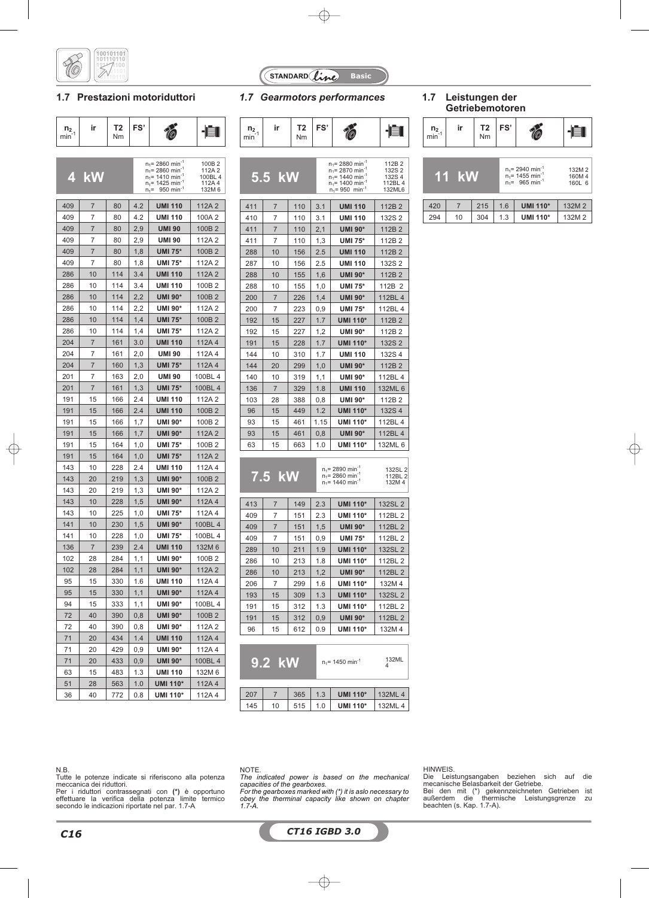## 1.7 Prestazioni motoriduttori

## *1.7 Gearmotors performances*

## 1.7 Leistungen der Getriebemotoren

### 4 kW

$n_1$= 2860 $min^{-1}$ 100B 2; $n_1$= 2860 $min^{-1}$ 112A 2; $n_1$= 1410 $min^{-1}$ 100BL 4; $n_1$= 1425 $min^{-1}$ 112A 4; $n_1$= 950 $min^{-1}$ 132M 6

| $n_2$ $min^{-1}$ | ir | T2 Nm | FS' | | |
|---|---|---|---|---|---|
| 409 | 7 | 80 | 4.2 | **UMI 110** | 112A 2 |
| 409 | 7 | 80 | 4.2 | **UMI 110** | 100A 2 |
| 409 | 7 | 80 | 2,9 | **UMI 90** | 100B 2 |
| 409 | 7 | 80 | 2,9 | **UMI 90** | 112A 2 |
| 409 | 7 | 80 | 1,8 | **UMI 75*** | 100B 2 |
| 409 | 7 | 80 | 1,8 | **UMI 75*** | 112A 2 |
| 286 | 10 | 114 | 3.4 | **UMI 110** | 112A 2 |
| 286 | 10 | 114 | 3.4 | **UMI 110** | 100B 2 |
| 286 | 10 | 114 | 2,2 | **UMI 90*** | 100B 2 |
| 286 | 10 | 114 | 2,2 | **UMI 90*** | 112A 2 |
| 286 | 10 | 114 | 1,4 | **UMI 75*** | 100B 2 |
| 286 | 10 | 114 | 1,4 | **UMI 75*** | 112A 2 |
| 204 | 7 | 161 | 3.0 | **UMI 110** | 112A 4 |
| 204 | 7 | 161 | 2,0 | **UMI 90** | 112A 4 |
| 204 | 7 | 160 | 1,3 | **UMI 75*** | 112A 4 |
| 201 | 7 | 163 | 2,0 | **UMI 90** | 100BL 4 |
| 201 | 7 | 161 | 1,3 | **UMI 75*** | 100BL 4 |
| 191 | 15 | 166 | 2.4 | **UMI 110** | 112A 2 |
| 191 | 15 | 166 | 2.4 | **UMI 110** | 100B 2 |
| 191 | 15 | 166 | 1,7 | **UMI 90*** | 100B 2 |
| 191 | 15 | 166 | 1,7 | **UMI 90*** | 112A 2 |
| 191 | 15 | 164 | 1,0 | **UMI 75*** | 100B 2 |
| 191 | 15 | 164 | 1,0 | **UMI 75*** | 112A 2 |
| 143 | 10 | 228 | 2.4 | **UMI 110** | 112A 4 |
| 143 | 20 | 219 | 1,3 | **UMI 90*** | 100B 2 |
| 143 | 20 | 219 | 1,3 | **UMI 90*** | 112A 2 |
| 143 | 10 | 228 | 1,5 | **UMI 90*** | 112A 4 |
| 143 | 10 | 225 | 1,0 | **UMI 75*** | 112A 4 |
| 141 | 10 | 230 | 1,5 | **UMI 90*** | 100BL 4 |
| 141 | 10 | 228 | 1,0 | **UMI 75*** | 100BL 4 |
| 136 | 7 | 239 | 2.4 | **UMI 110** | 132M 6 |
| 102 | 28 | 284 | 1,1 | **UMI 90*** | 100B 2 |
| 102 | 28 | 284 | 1,1 | **UMI 90*** | 112A 2 |
| 95 | 15 | 330 | 1.6 | **UMI 110** | 112A 4 |
| 95 | 15 | 330 | 1,1 | **UMI 90*** | 112A 4 |
| 94 | 15 | 333 | 1,1 | **UMI 90*** | 100BL 4 |
| 72 | 40 | 390 | 0,8 | **UMI 90*** | 100B 2 |
| 72 | 40 | 390 | 0,8 | **UMI 90*** | 112A 2 |
| 71 | 20 | 434 | 1.4 | **UMI 110** | 112A 4 |
| 71 | 20 | 429 | 0,9 | **UMI 90*** | 112A 4 |
| 71 | 20 | 433 | 0,9 | **UMI 90*** | 100BL 4 |
| 63 | 15 | 483 | 1.3 | **UMI 110** | 132M 6 |
| 51 | 28 | 563 | 1.0 | **UMI 110*** | 112A 4 |
| 36 | 40 | 772 | 0.8 | **UMI 110*** | 112A 4 |

### 5.5 kW

$n_1$= 2880 $min^{-1}$ 112B 2; $n_1$= 2870 $min^{-1}$ 132S 2; $n_1$= 1440 $min^{-1}$ 132S 4; $n_1$= 1400 $min^{-1}$ 112BL 4; $n_1$= 950 $min^{-1}$ 132ML6

| $n_2$ $min^{-1}$ | ir | T2 Nm | FS' | | |
|---|---|---|---|---|---|
| 411 | 7 | 110 | 3.1 | **UMI 110** | 112B 2 |
| 410 | 7 | 110 | 3.1 | **UMI 110** | 132S 2 |
| 411 | 7 | 110 | 2,1 | **UMI 90*** | 112B 2 |
| 411 | 7 | 110 | 1,3 | **UMI 75*** | 112B 2 |
| 288 | 10 | 156 | 2.5 | **UMI 110** | 112B 2 |
| 287 | 10 | 156 | 2.5 | **UMI 110** | 132S 2 |
| 288 | 10 | 155 | 1,6 | **UMI 90*** | 112B 2 |
| 288 | 10 | 155 | 1,0 | **UMI 75*** | 112B 2 |
| 200 | 7 | 226 | 1,4 | **UMI 90*** | 112BL 4 |
| 200 | 7 | 223 | 0,9 | **UMI 75*** | 112BL 4 |
| 192 | 15 | 227 | 1.7 | **UMI 110*** | 112B 2 |
| 192 | 15 | 227 | 1,2 | **UMI 90*** | 112B 2 |
| 191 | 15 | 228 | 1.7 | **UMI 110*** | 132S 2 |
| 144 | 10 | 310 | 1.7 | **UMI 110** | 132S 4 |
| 144 | 20 | 299 | 1,0 | **UMI 90*** | 112B 2 |
| 140 | 10 | 319 | 1,1 | **UMI 90*** | 112BL 4 |
| 136 | 7 | 329 | 1.8 | **UMI 110** | 132ML 6 |
| 103 | 28 | 388 | 0,8 | **UMI 90*** | 112B 2 |
| 96 | 15 | 449 | 1.2 | **UMI 110*** | 132S 4 |
| 93 | 15 | 461 | 1.15 | **UMI 110*** | 112BL 4 |
| 93 | 15 | 461 | 0,8 | **UMI 90*** | 112BL 4 |
| 63 | 15 | 663 | 1.0 | **UMI 110*** | 132ML 6 |

### 7.5 kW

$n_1$= 2890 $min^{-1}$ 132SL 2; $n_1$= 2860 $min^{-1}$ 112BL 2; $n_1$= 1440 $min^{-1}$ 132M 4

| $n_2$ $min^{-1}$ | ir | T2 Nm | FS' | | |
|---|---|---|---|---|---|
| 413 | 7 | 149 | 2.3 | **UMI 110*** | 132SL 2 |
| 409 | 7 | 151 | 2.3 | **UMI 110*** | 112BL 2 |
| 409 | 7 | 151 | 1,5 | **UMI 90*** | 112BL 2 |
| 409 | 7 | 151 | 0,9 | **UMI 75*** | 112BL 2 |
| 289 | 10 | 211 | 1.9 | **UMI 110*** | 132SL 2 |
| 286 | 10 | 213 | 1.8 | **UMI 110*** | 112BL 2 |
| 286 | 10 | 213 | 1,2 | **UMI 90*** | 112BL 2 |
| 206 | 7 | 299 | 1.6 | **UMI 110*** | 132M 4 |
| 193 | 15 | 309 | 1.3 | **UMI 110*** | 132SL 2 |
| 191 | 15 | 312 | 1.3 | **UMI 110*** | 112BL 2 |
| 191 | 15 | 312 | 0,9 | **UMI 90*** | 112BL 2 |
| 96 | 15 | 612 | 0.9 | **UMI 110*** | 132M 4 |

### 9.2 kW

$n_1$= 1450 $min^{-1}$ 132ML 4

| $n_2$ $min^{-1}$ | ir | T2 Nm | FS' | | |
|---|---|---|---|---|---|
| 207 | 7 | 365 | 1.3 | **UMI 110*** | 132ML 4 |
| 145 | 10 | 515 | 1.0 | **UMI 110*** | 132ML 4 |

### 11 kW

$n_1$= 2940 $min^{-1}$ 132M 2; $n_1$= 1455 $min^{-1}$ 160M 4; $n_1$= 965 $min^{-1}$ 160L 6

| $n_2$ $min^{-1}$ | ir | T2 Nm | FS' | | |
|---|---|---|---|---|---|
| 420 | 7 | 215 | 1.6 | **UMI 110*** | 132M 2 |
| 294 | 10 | 304 | 1.3 | **UMI 110*** | 132M 2 |

N.B.
Tutte le potenze indicate si riferiscono alla potenza meccanica dei riduttori.
Per i riduttori contrassegnati con **(*)** è opportuno effettuare la verifica della potenza limite termico secondo le indicazioni riportate nel par. 1.7-A

NOTE.
*The indicated power is based on the mechanical capacities of the gearboxes.*
*For the gearboxes marked with (*) it is aslo necessary to obey the therminal capacity like shown on chapter 1.7-A.*

HINWEIS.
Die Leistungsangaben beziehen sich auf die mecanische Belasbarkeit der Getriebe.
Bei den mit (*) gekennzeichneten Getrieben ist außerdem die thermische Leistungsgrenze zu beachten (s. Kap. 1.7-A).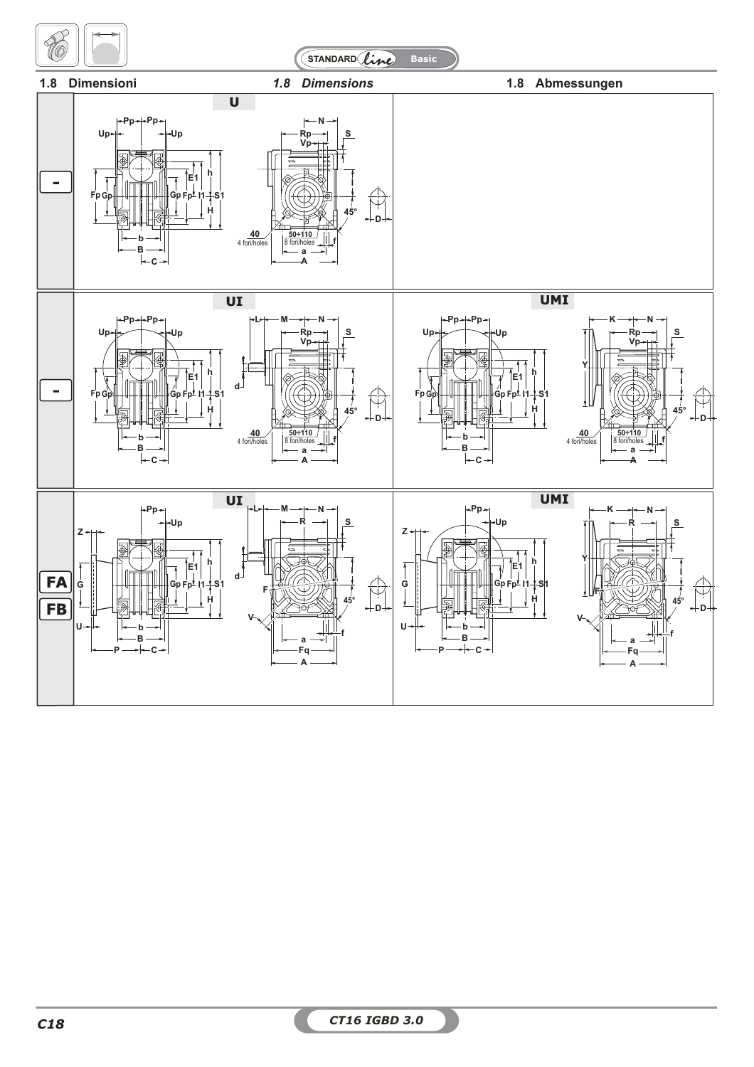## 1.8 Dimensioni

## *1.8 Dimensions*

## 1.8 Abmessungen

**U**

**-**

**UI**

**UMI**

**-**

**UI**

**UMI**

**FA**

**FB**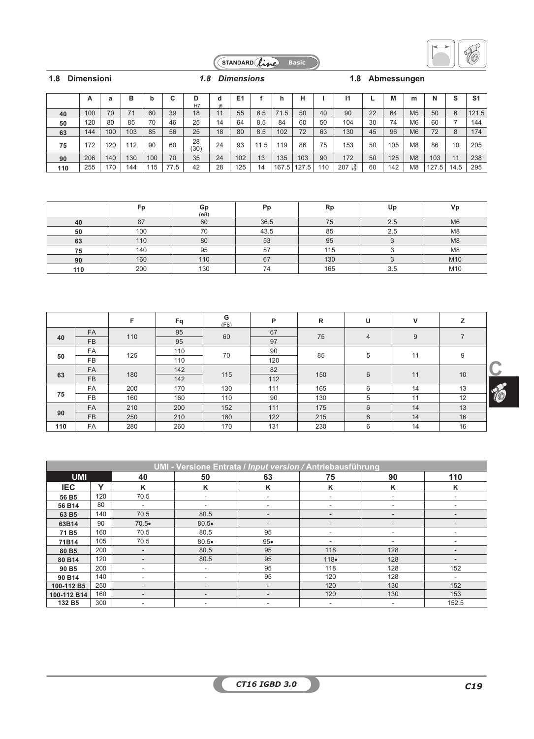## 1.8 Dimensioni — *1.8 Dimensions* — 1.8 Abmessungen

| | A | a | B | b | C | D (H7) | d (j6) | E1 | f | h | H | I | I1 | L | M | m | N | S | S1 |
|---|---|---|---|---|---|---|---|---|---|---|---|---|---|---|---|---|---|---|---|
| **40** | 100 | 70 | 71 | 60 | 39 | 18 | 11 | 55 | 6.5 | 71.5 | 50 | 40 | 90 | 22 | 64 | M5 | 50 | 6 | 121.5 |
| **50** | 120 | 80 | 85 | 70 | 46 | 25 | 14 | 64 | 8.5 | 84 | 60 | 50 | 104 | 30 | 74 | M6 | 60 | 7 | 144 |
| **63** | 144 | 100 | 103 | 85 | 56 | 25 | 18 | 80 | 8.5 | 102 | 72 | 63 | 130 | 45 | 96 | M6 | 72 | 8 | 174 |
| **75** | 172 | 120 | 112 | 90 | 60 | 28 (30) | 24 | 93 | 11.5 | 119 | 86 | 75 | 153 | 50 | 105 | M8 | 86 | 10 | 205 |
| **90** | 206 | 140 | 130 | 100 | 70 | 35 | 24 | 102 | 13 | 135 | 103 | 90 | 172 | 50 | 125 | M8 | 103 | 11 | 238 |
| **110** | 255 | 170 | 144 | 115 | 77.5 | 42 | 28 | 125 | 14 | 167.5 | 127.5 | 110 | $207\,^{0}_{+3}$ | 60 | 142 | M8 | 127.5 | 14.5 | 295 |

| | Fp | Gp (e8) | Pp | Rp | Up | Vp |
|---|---|---|---|---|---|---|
| **40** | 87 | 60 | 36.5 | 75 | 2.5 | M6 |
| **50** | 100 | 70 | 43.5 | 85 | 2.5 | M8 |
| **63** | 110 | 80 | 53 | 95 | 3 | M8 |
| **75** | 140 | 95 | 57 | 115 | 3 | M8 |
| **90** | 160 | 110 | 67 | 130 | 3 | M10 |
| **110** | 200 | 130 | 74 | 165 | 3.5 | M10 |

| | | F | Fq | G (F8) | P | R | U | V | Z |
|---|---|---|---|---|---|---|---|---|---|
| **40** | FA | 110 | 95 | 60 | 67 | 75 | 4 | 9 | 7 |
| | FB | | 95 | | 97 | | | | |
| **50** | FA | 125 | 110 | 70 | 90 | 85 | 5 | 11 | 9 |
| | FB | | 110 | | 120 | | | | |
| **63** | FA | 180 | 142 | 115 | 82 | 150 | 6 | 11 | 10 |
| | FB | | 142 | | 112 | | | | |
| **75** | FA | 200 | 170 | 130 | 111 | 165 | 6 | 14 | 13 |
| | FB | 160 | 160 | 110 | 90 | 130 | 5 | 11 | 12 |
| **90** | FA | 210 | 200 | 152 | 111 | 175 | 6 | 14 | 13 |
| | FB | 250 | 210 | 180 | 122 | 215 | 6 | 14 | 16 |
| **110** | FA | 280 | 260 | 170 | 131 | 230 | 6 | 14 | 16 |

| UMI - Versione Entrata / *Input version* / Antriebausführung | | | | | | | |
|---|---|---|---|---|---|---|---|
| **UMI** | | **40** | **50** | **63** | **75** | **90** | **110** |
| **IEC** | **Y** | **K** | **K** | **K** | **K** | **K** | **K** |
| **56 B5** | 120 | 70.5 | - | - | - | - | - |
| **56 B14** | 80 | - | - | - | - | - | - |
| **63 B5** | 140 | 70.5 | 80.5 | - | - | - | - |
| **63B14** | 90 | 70.5• | 80.5• | - | - | - | - |
| **71 B5** | 160 | 70.5 | 80.5 | 95 | - | - | - |
| **71B14** | 105 | 70.5 | 80.5• | 95• | - | - | - |
| **80 B5** | 200 | - | 80.5 | 95 | 118 | 128 | - |
| **80 B14** | 120 | - | 80.5 | 95 | 118• | 128 | - |
| **90 B5** | 200 | - | - | 95 | 118 | 128 | 152 |
| **90 B14** | 140 | - | - | 95 | 120 | 128 | - |
| **100-112 B5** | 250 | - | - | - | 120 | 130 | 152 |
| **100-112 B14** | 160 | - | - | - | 120 | 130 | 153 |
| **132 B5** | 300 | - | - | - | - | - | 152.5 |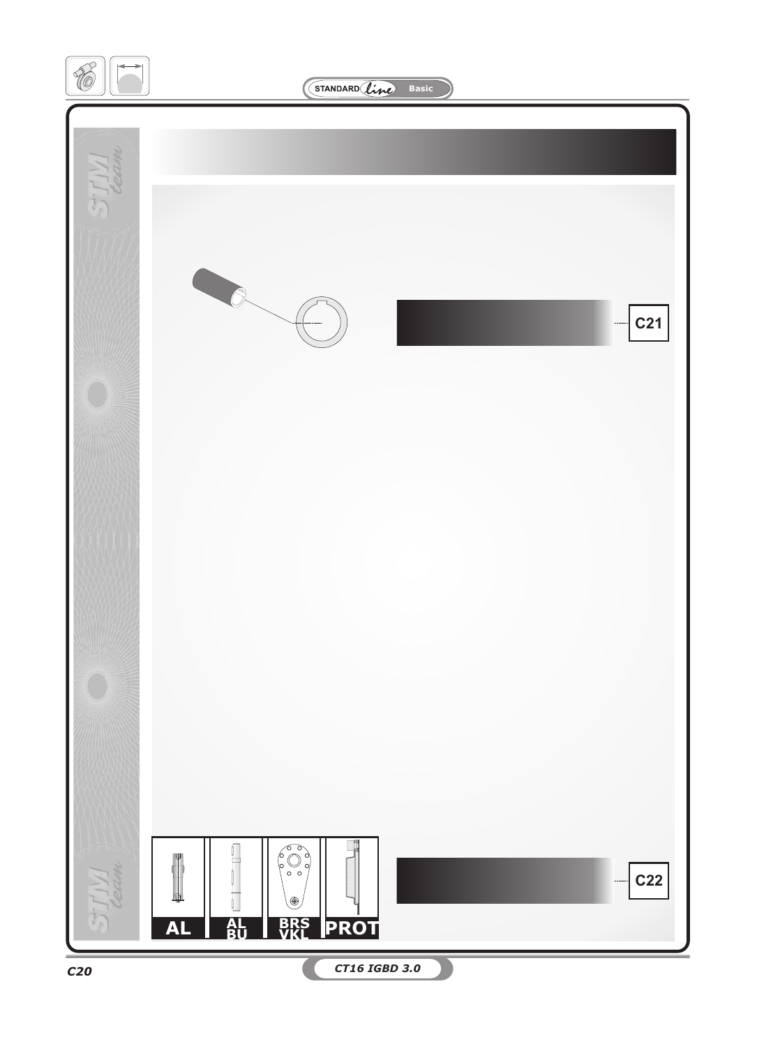C21

C22

AL

AL BU

BRS VKL

PROT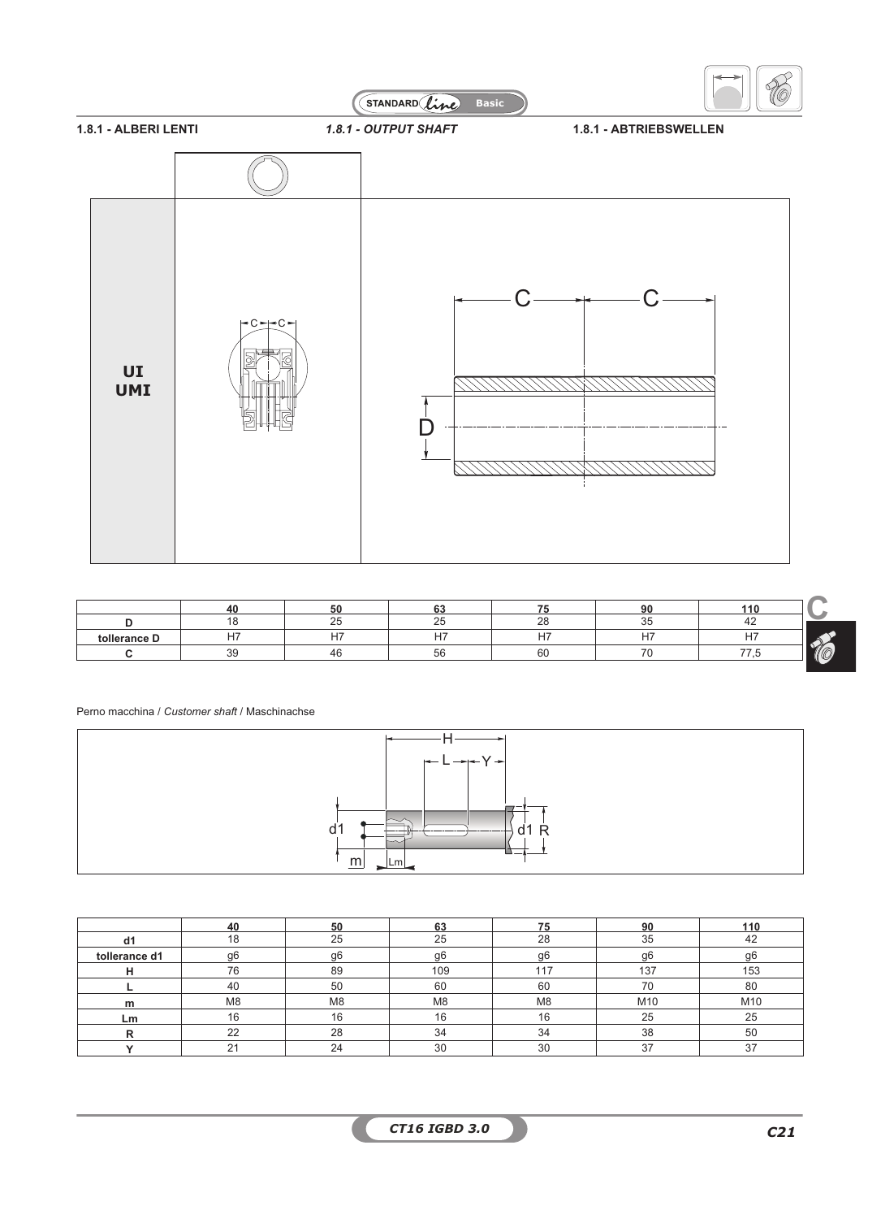1.8.1 - ALBERI LENTI — *1.8.1 - OUTPUT SHAFT* — 1.8.1 - ABTRIEBSWELLEN

**UI**
**UMI**

| | 40 | 50 | 63 | 75 | 90 | 110 |
|---|---|---|---|---|---|---|
| **D** | 18 | 25 | 25 | 28 | 35 | 42 |
| **tollerance D** | H7 | H7 | H7 | H7 | H7 | H7 |
| **C** | 39 | 46 | 56 | 60 | 70 | 77,5 |

Perno macchina / *Customer shaft* / Maschinachse

| | 40 | 50 | 63 | 75 | 90 | 110 |
|---|---|---|---|---|---|---|
| **d1** | 18 | 25 | 25 | 28 | 35 | 42 |
| **tollerance d1** | g6 | g6 | g6 | g6 | g6 | g6 |
| **H** | 76 | 89 | 109 | 117 | 137 | 153 |
| **L** | 40 | 50 | 60 | 60 | 70 | 80 |
| **m** | M8 | M8 | M8 | M8 | M10 | M10 |
| **Lm** | 16 | 16 | 16 | 16 | 25 | 25 |
| **R** | 22 | 28 | 34 | 34 | 38 | 50 |
| **Y** | 21 | 24 | 30 | 30 | 37 | 37 |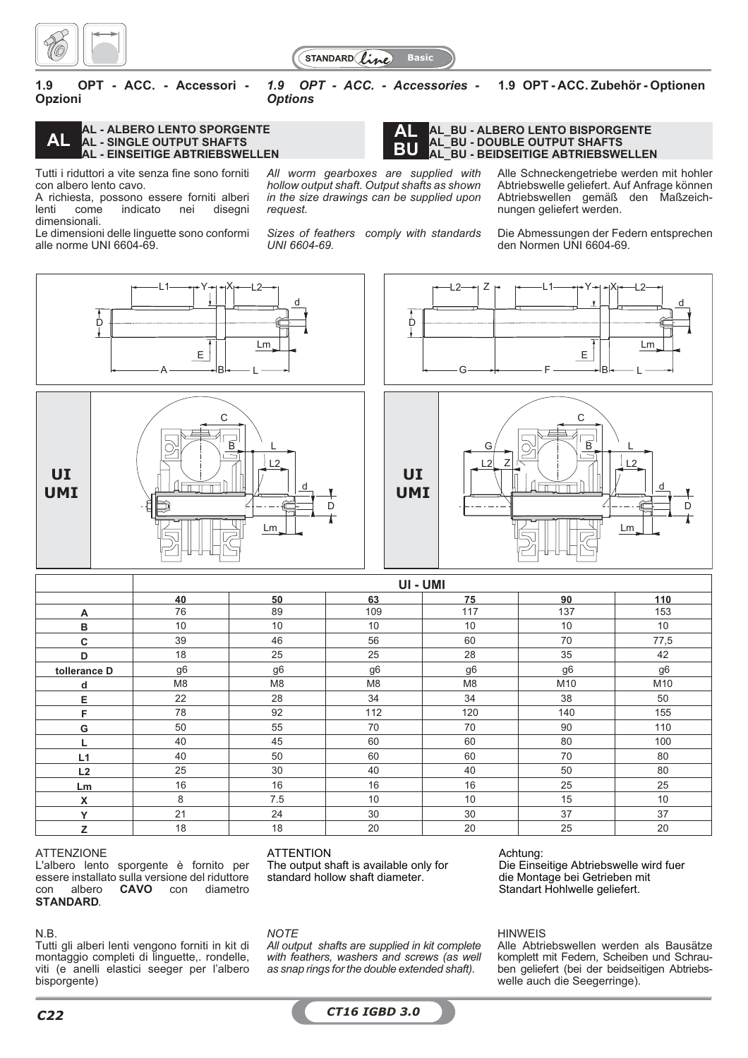## 1.9 OPT - ACC. - Accessori - Opzioni

## *1.9 OPT - ACC. - Accessories - Options*

## 1.9 OPT - ACC. Zubehör - Optionen

### AL - ALBERO LENTO SPORGENTE
### AL - SINGLE OUTPUT SHAFTS
### AL - EINSEITIGE ABTRIEBSWELLEN

### AL_BU - ALBERO LENTO BISPORGENTE
### AL_BU - DOUBLE OUTPUT SHAFTS
### AL_BU - BEIDSEITIGE ABTRIEBSWELLEN

Tutti i riduttori a vite senza fine sono forniti con albero lento cavo.
A richiesta, possono essere forniti alberi lenti come indicato nei disegni dimensionali.
Le dimensioni delle linguette sono conformi alle norme UNI 6604-69.

*All worm gearboxes are supplied with hollow output shaft. Output shafts as shown in the size drawings can be supplied upon request.*

*Sizes of feathers comply with standards UNI 6604-69.*

Alle Schneckengetriebe werden mit hohler Abtriebswelle geliefert. Auf Anfrage können Abtriebswellen gemäß den Maßzeichnungen geliefert werden.

Die Abmessungen der Federn entsprechen den Normen UNI 6604-69.

**UI UMI**

| | UI - UMI | | | | | |
|---|---|---|---|---|---|---|
| | **40** | **50** | **63** | **75** | **90** | **110** |
| **A** | 76 | 89 | 109 | 117 | 137 | 153 |
| **B** | 10 | 10 | 10 | 10 | 10 | 10 |
| **C** | 39 | 46 | 56 | 60 | 70 | 77,5 |
| **D** | 18 | 25 | 25 | 28 | 35 | 42 |
| **tollerance D** | g6 | g6 | g6 | g6 | g6 | g6 |
| **d** | M8 | M8 | M8 | M8 | M10 | M10 |
| **E** | 22 | 28 | 34 | 34 | 38 | 50 |
| **F** | 78 | 92 | 112 | 120 | 140 | 155 |
| **G** | 50 | 55 | 70 | 70 | 90 | 110 |
| **L** | 40 | 45 | 60 | 60 | 80 | 100 |
| **L1** | 40 | 50 | 60 | 60 | 70 | 80 |
| **L2** | 25 | 30 | 40 | 40 | 50 | 80 |
| **Lm** | 16 | 16 | 16 | 16 | 25 | 25 |
| **X** | 8 | 7.5 | 10 | 10 | 15 | 10 |
| **Y** | 21 | 24 | 30 | 30 | 37 | 37 |
| **Z** | 18 | 18 | 20 | 20 | 25 | 20 |

ATTENZIONE
L'albero lento sporgente è fornito per essere installato sulla versione del riduttore con albero **CAVO** con diametro **STANDARD**.

ATTENTION
The output shaft is available only for standard hollow shaft diameter.

Achtung:
Die Einseitige Abtriebswelle wird fuer die Montage bei Getrieben mit Standart Hohlwelle geliefert.

N.B.
Tutti gli alberi lenti vengono forniti in kit di montaggio completi di linguette,. rondelle, viti (e anelli elastici seeger per l'albero bisporgente)

*NOTE*
*All output shafts are supplied in kit complete with feathers, washers and screws (as well as snap rings for the double extended shaft).*

HINWEIS
Alle Abtriebswellen werden als Bausätze komplett mit Federn, Scheiben und Schrauben geliefert (bei der beidseitigen Abtriebswelle auch die Seegerringe).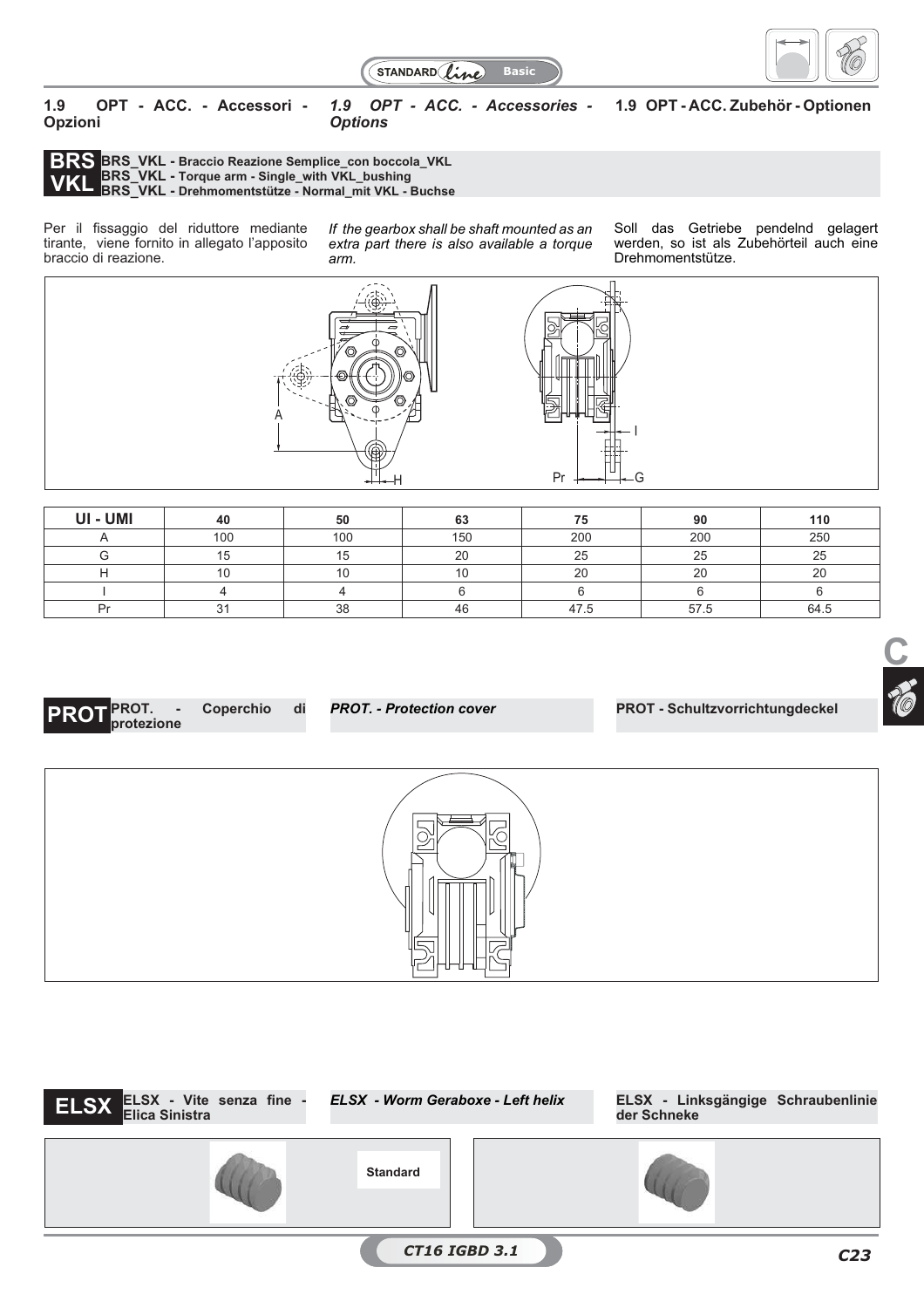## 1.9 OPT - ACC. - Accessori - Opzioni

## *1.9 OPT - ACC. - Accessories - Options*

## 1.9 OPT - ACC. Zubehör - Optionen

### BRS VKL

**BRS_VKL - Braccio Reazione Semplice_con boccola_VKL**
**BRS_VKL - Torque arm - Single_with VKL_bushing**
**BRS_VKL - Drehmomentstütze - Normal_mit VKL - Buchse**

Per il fissaggio del riduttore mediante tirante, viene fornito in allegato l'apposito braccio di reazione.

*If the gearbox shall be shaft mounted as an extra part there is also available a torque arm.*

Soll das Getriebe pendelnd gelagert werden, so ist als Zubehörteil auch eine Drehmomentstütze.

| UI - UMI | 40 | 50 | 63 | 75 | 90 | 110 |
|---|---|---|---|---|---|---|
| A | 100 | 100 | 150 | 200 | 200 | 250 |
| G | 15 | 15 | 20 | 25 | 25 | 25 |
| H | 10 | 10 | 10 | 20 | 20 | 20 |
| I | 4 | 4 | 6 | 6 | 6 | 6 |
| Pr | 31 | 38 | 46 | 47.5 | 57.5 | 64.5 |

### PROT

**PROT. - Coperchio di protezione**

***PROT. - Protection cover***

**PROT - Schultzvorrichtungdeckel**

### ELSX

**ELSX - Vite senza fine - Elica Sinistra**

***ELSX - Worm Geraboxe - Left helix***

**ELSX - Linksgängige Schraubenlinie der Schneke**

Standard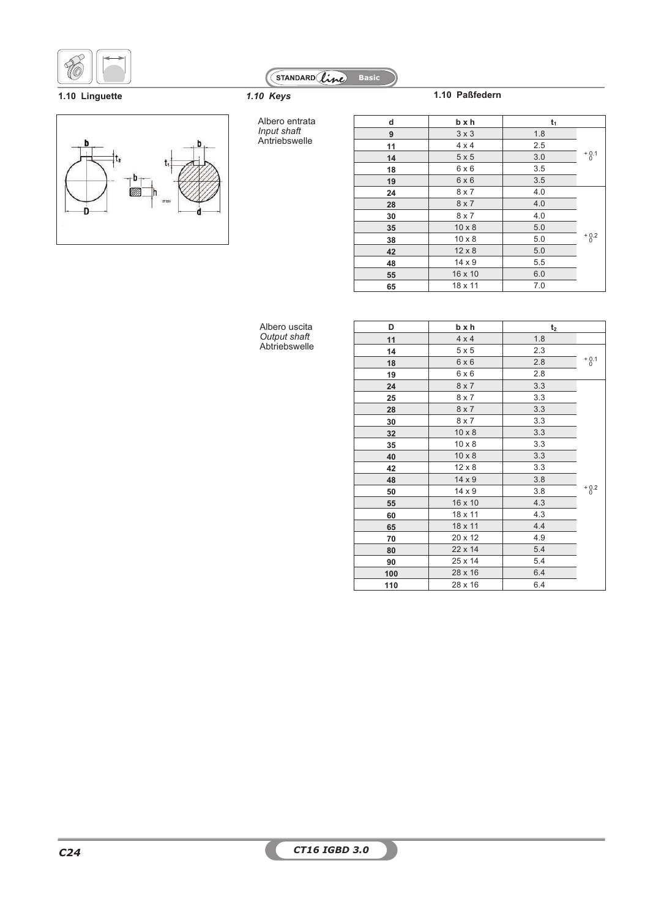## 1.10 Linguette

## *1.10 Keys*

## 1.10 Paßfedern

Albero entrata
*Input shaft*
Antriebswelle

| d | b x h | $t_1$ | |
|---|---|---|---|
| 9 | 3 x 3 | 1.8 | $^{+0.1}_{0}$ |
| 11 | 4 x 4 | 2.5 | |
| 14 | 5 x 5 | 3.0 | |
| 18 | 6 x 6 | 3.5 | |
| 19 | 6 x 6 | 3.5 | |
| 24 | 8 x 7 | 4.0 | $^{+0.2}_{0}$ |
| 28 | 8 x 7 | 4.0 | |
| 30 | 8 x 7 | 4.0 | |
| 35 | 10 x 8 | 5.0 | |
| 38 | 10 x 8 | 5.0 | |
| 42 | 12 x 8 | 5.0 | |
| 48 | 14 x 9 | 5.5 | |
| 55 | 16 x 10 | 6.0 | |
| 65 | 18 x 11 | 7.0 | |

Albero uscita
*Output shaft*
Abtriebswelle

| D | b x h | $t_2$ | |
|---|---|---|---|
| 11 | 4 x 4 | 1.8 | $^{+0.1}_{0}$ |
| 14 | 5 x 5 | 2.3 | |
| 18 | 6 x 6 | 2.8 | |
| 19 | 6 x 6 | 2.8 | |
| 24 | 8 x 7 | 3.3 | $^{+0.2}_{0}$ |
| 25 | 8 x 7 | 3.3 | |
| 28 | 8 x 7 | 3.3 | |
| 30 | 8 x 7 | 3.3 | |
| 32 | 10 x 8 | 3.3 | |
| 35 | 10 x 8 | 3.3 | |
| 40 | 10 x 8 | 3.3 | |
| 42 | 12 x 8 | 3.3 | |
| 48 | 14 x 9 | 3.8 | |
| 50 | 14 x 9 | 3.8 | |
| 55 | 16 x 10 | 4.3 | |
| 60 | 18 x 11 | 4.3 | |
| 65 | 18 x 11 | 4.4 | |
| 70 | 20 x 12 | 4.9 | |
| 80 | 22 x 14 | 5.4 | |
| 90 | 25 x 14 | 5.4 | |
| 100 | 28 x 16 | 6.4 | |
| 110 | 28 x 16 | 6.4 | |